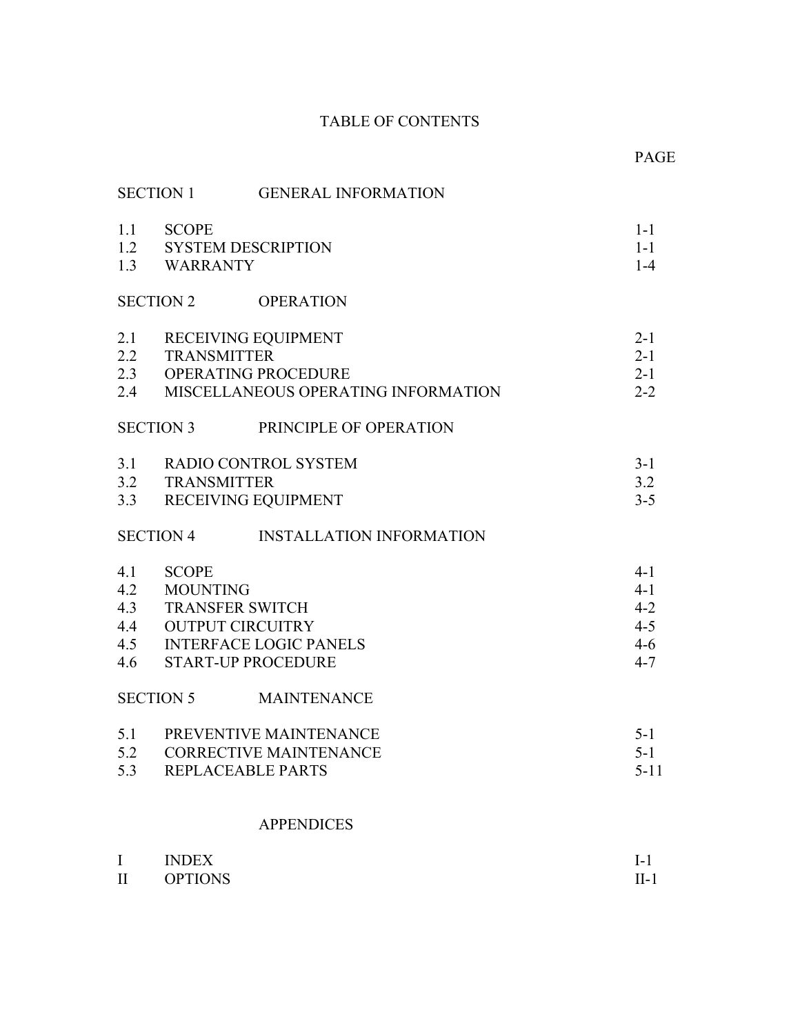# TABLE OF CONTENTS

| | | PAGE |
|---|---|---|
| **SECTION 1** | **GENERAL INFORMATION** | |
| 1.1 | SCOPE | 1-1 |
| 1.2 | SYSTEM DESCRIPTION | 1-1 |
| 1.3 | WARRANTY | 1-4 |
| **SECTION 2** | **OPERATION** | |
| 2.1 | RECEIVING EQUIPMENT | 2-1 |
| 2.2 | TRANSMITTER | 2-1 |
| 2.3 | OPERATING PROCEDURE | 2-1 |
| 2.4 | MISCELLANEOUS OPERATING INFORMATION | 2-2 |
| **SECTION 3** | **PRINCIPLE OF OPERATION** | |
| 3.1 | RADIO CONTROL SYSTEM | 3-1 |
| 3.2 | TRANSMITTER | 3.2 |
| 3.3 | RECEIVING EQUIPMENT | 3-5 |
| **SECTION 4** | **INSTALLATION INFORMATION** | |
| 4.1 | SCOPE | 4-1 |
| 4.2 | MOUNTING | 4-1 |
| 4.3 | TRANSFER SWITCH | 4-2 |
| 4.4 | OUTPUT CIRCUITRY | 4-5 |
| 4.5 | INTERFACE LOGIC PANELS | 4-6 |
| 4.6 | START-UP PROCEDURE | 4-7 |
| **SECTION 5** | **MAINTENANCE** | |
| 5.1 | PREVENTIVE MAINTENANCE | 5-1 |
| 5.2 | CORRECTIVE MAINTENANCE | 5-1 |
| 5.3 | REPLACEABLE PARTS | 5-11 |
| | **APPENDICES** | |
| I | INDEX | I-1 |
| II | OPTIONS | II-1 |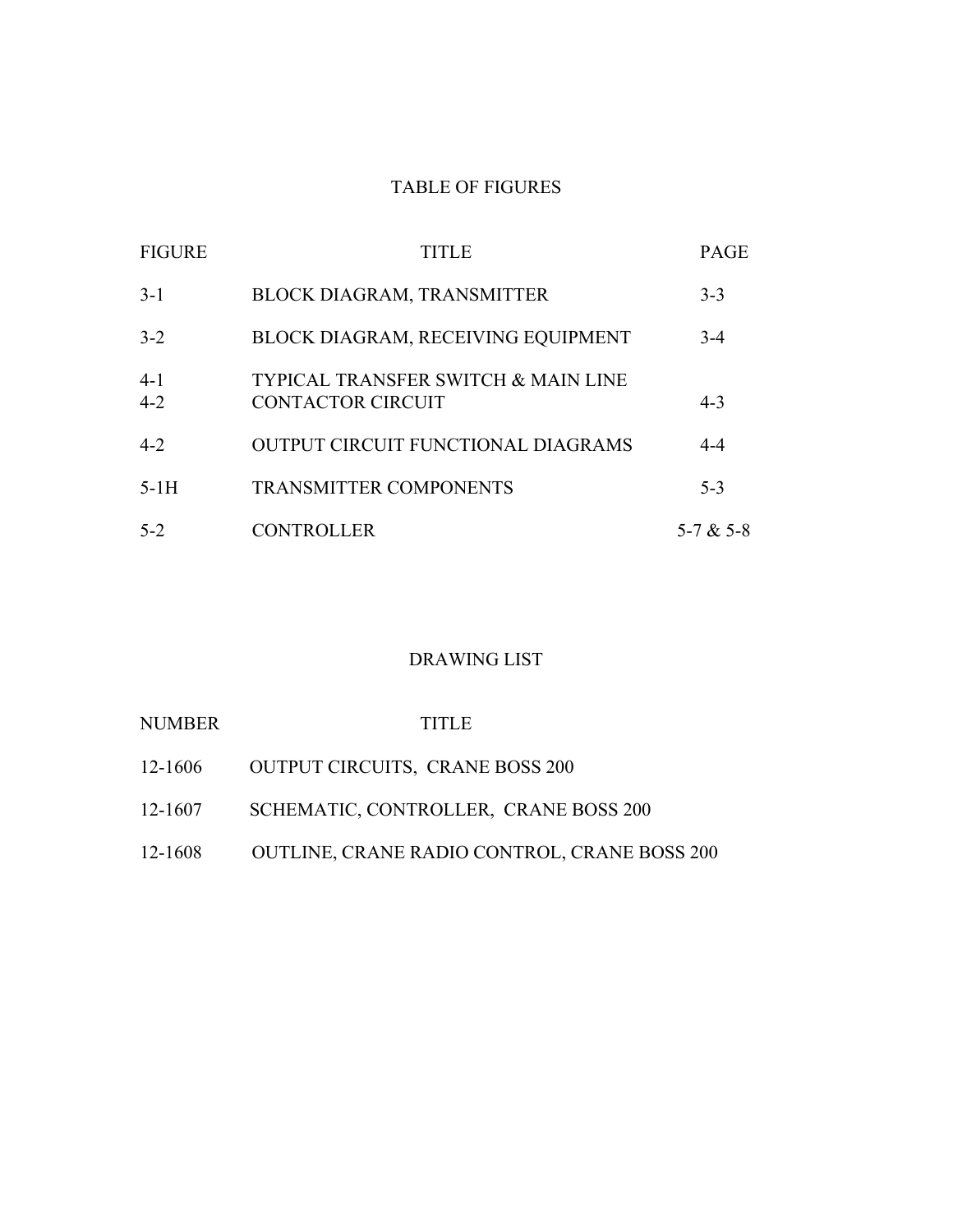# TABLE OF FIGURES

| FIGURE | TITLE | PAGE |
| --- | --- | --- |
| 3-1 | BLOCK DIAGRAM, TRANSMITTER | 3-3 |
| 3-2 | BLOCK DIAGRAM, RECEIVING EQUIPMENT | 3-4 |
| 4-1<br>4-2 | TYPICAL TRANSFER SWITCH & MAIN LINE<br>CONTACTOR CIRCUIT | 4-3 |
| 4-2 | OUTPUT CIRCUIT FUNCTIONAL DIAGRAMS | 4-4 |
| 5-1H | TRANSMITTER COMPONENTS | 5-3 |
| 5-2 | CONTROLLER | 5-7 & 5-8 |

# DRAWING LIST

| NUMBER | TITLE |
| --- | --- |
| 12-1606 | OUTPUT CIRCUITS, CRANE BOSS 200 |
| 12-1607 | SCHEMATIC, CONTROLLER, CRANE BOSS 200 |
| 12-1608 | OUTLINE, CRANE RADIO CONTROL, CRANE BOSS 200 |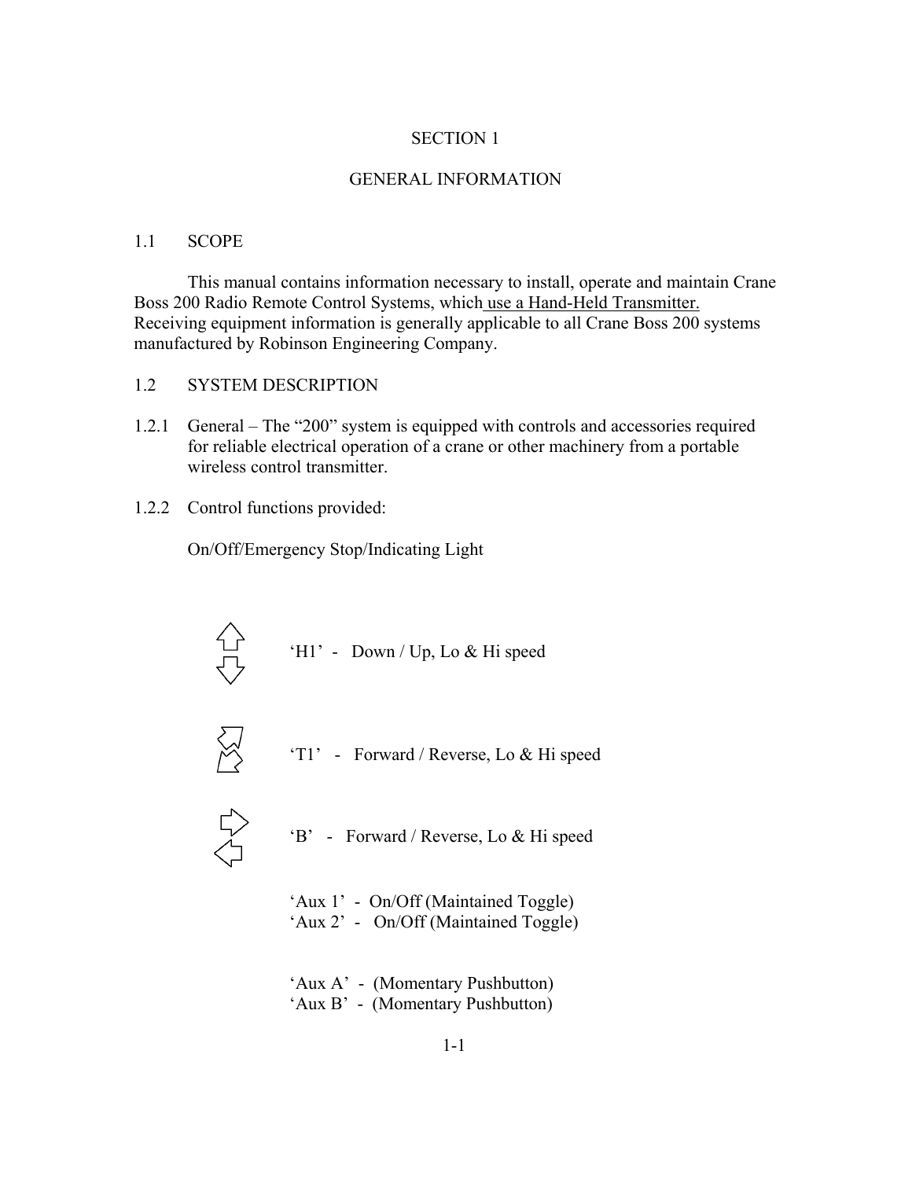## SECTION 1

## GENERAL INFORMATION

### 1.1 SCOPE

This manual contains information necessary to install, operate and maintain Crane Boss 200 Radio Remote Control Systems, which use a Hand-Held Transmitter. Receiving equipment information is generally applicable to all Crane Boss 200 systems manufactured by Robinson Engineering Company.

### 1.2 SYSTEM DESCRIPTION

1.2.1 General – The "200" system is equipped with controls and accessories required for reliable electrical operation of a crane or other machinery from a portable wireless control transmitter.

1.2.2 Control functions provided:

On/Off/Emergency Stop/Indicating Light

'H1' - Down / Up, Lo & Hi speed

'T1' - Forward / Reverse, Lo & Hi speed

'B' - Forward / Reverse, Lo & Hi speed

'Aux 1' - On/Off (Maintained Toggle)
'Aux 2' - On/Off (Maintained Toggle)

'Aux A' - (Momentary Pushbutton)
'Aux B' - (Momentary Pushbutton)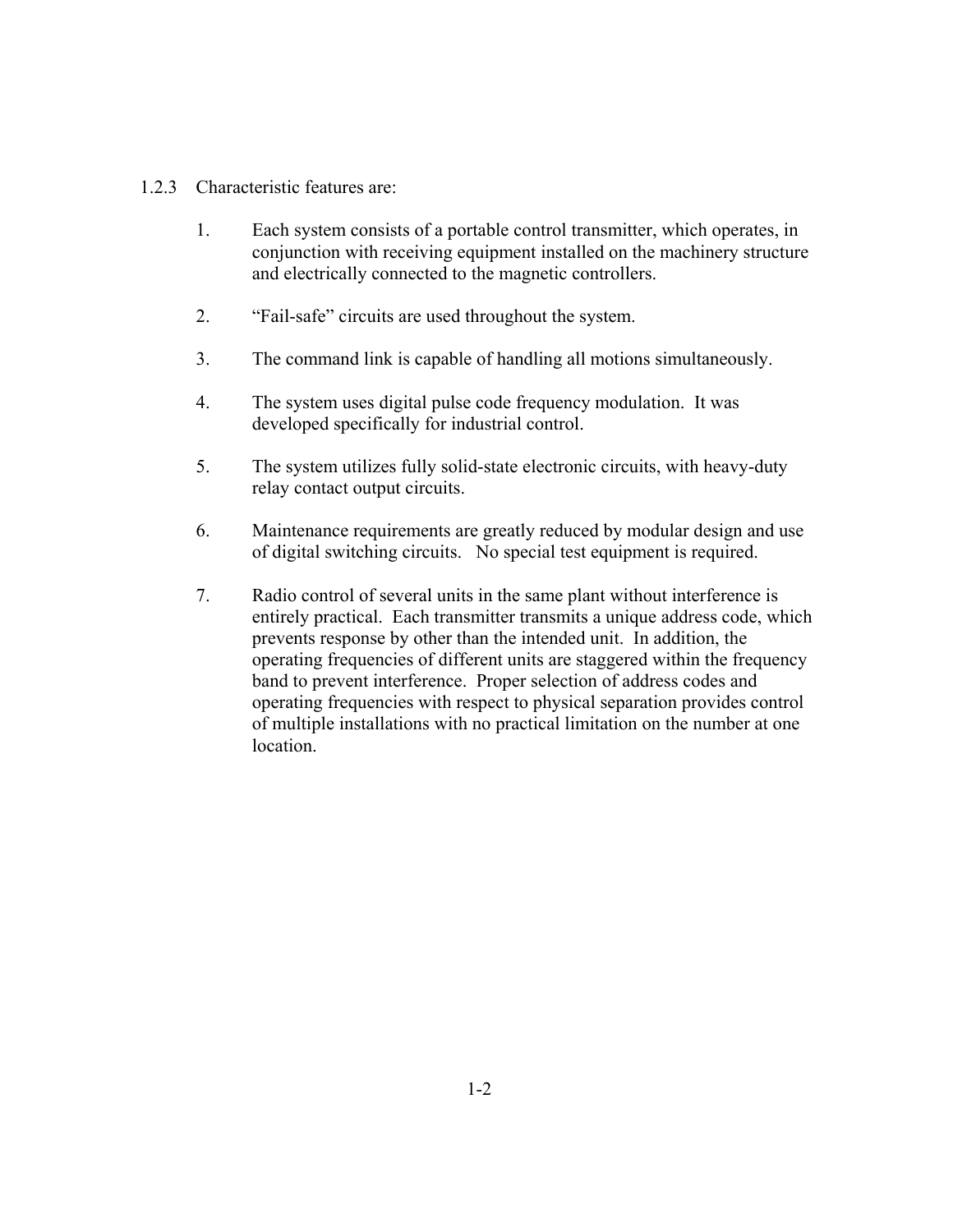1.2.3 Characteristic features are:

1. Each system consists of a portable control transmitter, which operates, in conjunction with receiving equipment installed on the machinery structure and electrically connected to the magnetic controllers.

2. “Fail-safe” circuits are used throughout the system.

3. The command link is capable of handling all motions simultaneously.

4. The system uses digital pulse code frequency modulation. It was developed specifically for industrial control.

5. The system utilizes fully solid-state electronic circuits, with heavy-duty relay contact output circuits.

6. Maintenance requirements are greatly reduced by modular design and use of digital switching circuits. No special test equipment is required.

7. Radio control of several units in the same plant without interference is entirely practical. Each transmitter transmits a unique address code, which prevents response by other than the intended unit. In addition, the operating frequencies of different units are staggered within the frequency band to prevent interference. Proper selection of address codes and operating frequencies with respect to physical separation provides control of multiple installations with no practical limitation on the number at one location.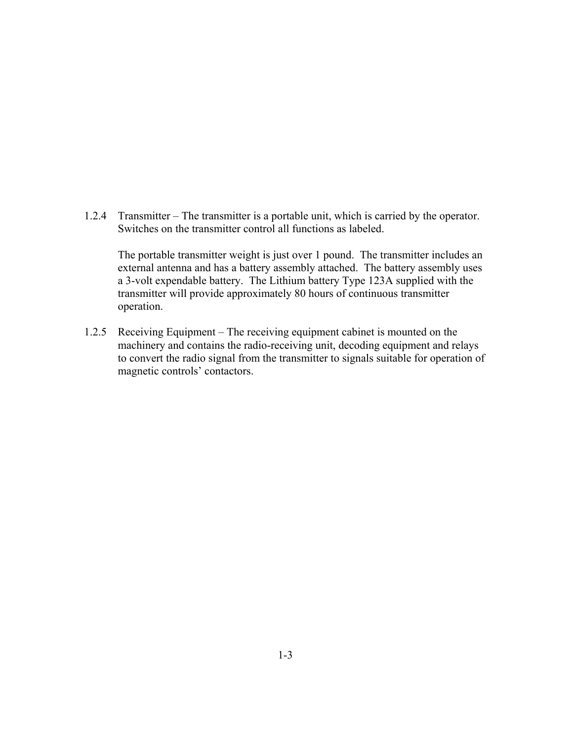1.2.4 Transmitter – The transmitter is a portable unit, which is carried by the operator. Switches on the transmitter control all functions as labeled.

The portable transmitter weight is just over 1 pound. The transmitter includes an external antenna and has a battery assembly attached. The battery assembly uses a 3-volt expendable battery. The Lithium battery Type 123A supplied with the transmitter will provide approximately 80 hours of continuous transmitter operation.

1.2.5 Receiving Equipment – The receiving equipment cabinet is mounted on the machinery and contains the radio-receiving unit, decoding equipment and relays to convert the radio signal from the transmitter to signals suitable for operation of magnetic controls' contactors.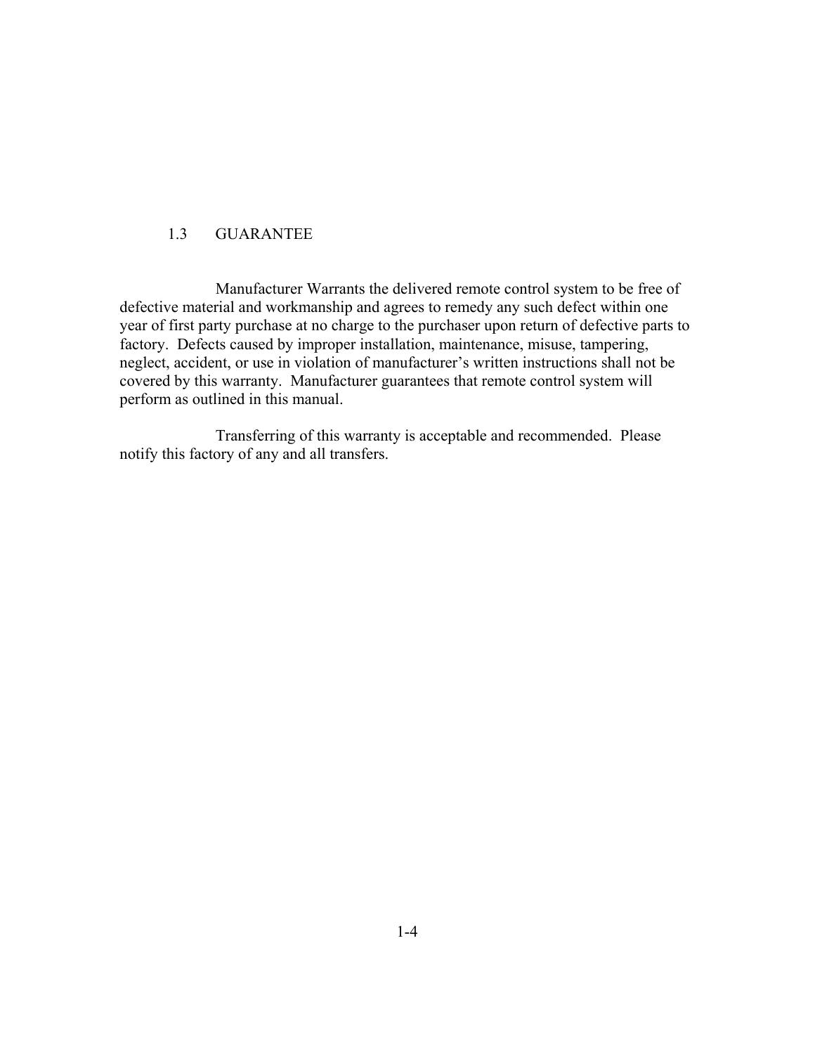## 1.3 GUARANTEE

Manufacturer Warrants the delivered remote control system to be free of defective material and workmanship and agrees to remedy any such defect within one year of first party purchase at no charge to the purchaser upon return of defective parts to factory. Defects caused by improper installation, maintenance, misuse, tampering, neglect, accident, or use in violation of manufacturer's written instructions shall not be covered by this warranty. Manufacturer guarantees that remote control system will perform as outlined in this manual.

Transferring of this warranty is acceptable and recommended. Please notify this factory of any and all transfers.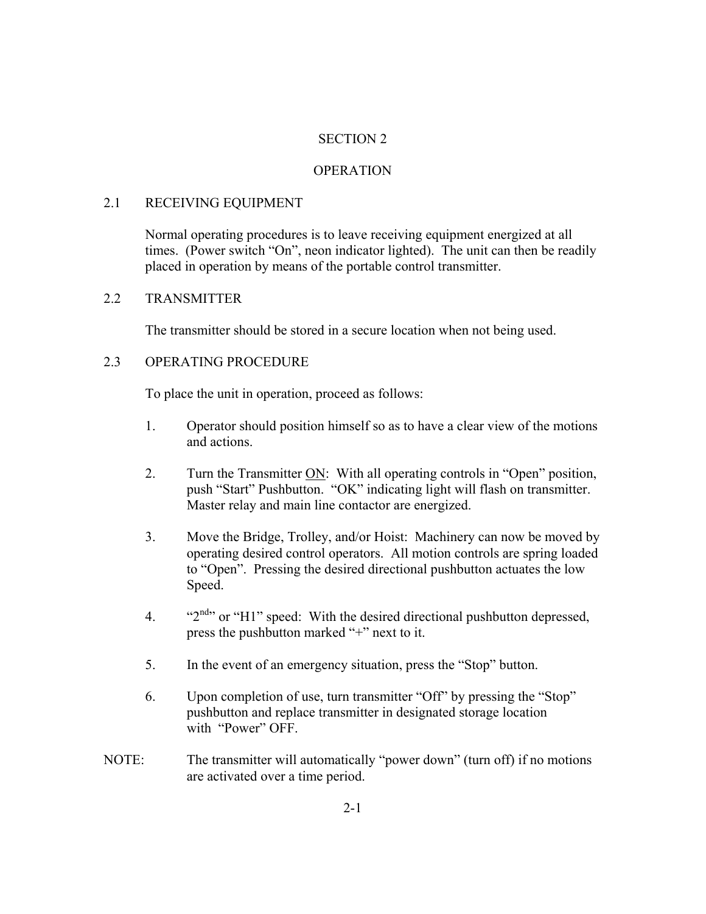# SECTION 2

# OPERATION

## 2.1 RECEIVING EQUIPMENT

Normal operating procedures is to leave receiving equipment energized at all times. (Power switch "On", neon indicator lighted). The unit can then be readily placed in operation by means of the portable control transmitter.

## 2.2 TRANSMITTER

The transmitter should be stored in a secure location when not being used.

## 2.3 OPERATING PROCEDURE

To place the unit in operation, proceed as follows:

1. Operator should position himself so as to have a clear view of the motions and actions.

2. Turn the Transmitter <u>ON</u>: With all operating controls in "Open" position, push "Start" Pushbutton. "OK" indicating light will flash on transmitter. Master relay and main line contactor are energized.

3. Move the Bridge, Trolley, and/or Hoist: Machinery can now be moved by operating desired control operators. All motion controls are spring loaded to "Open". Pressing the desired directional pushbutton actuates the low Speed.

4. "2nd" or "H1" speed: With the desired directional pushbutton depressed, press the pushbutton marked "+" next to it.

5. In the event of an emergency situation, press the "Stop" button.

6. Upon completion of use, turn transmitter "Off" by pressing the "Stop" pushbutton and replace transmitter in designated storage location with "Power" OFF.

NOTE: The transmitter will automatically "power down" (turn off) if no motions are activated over a time period.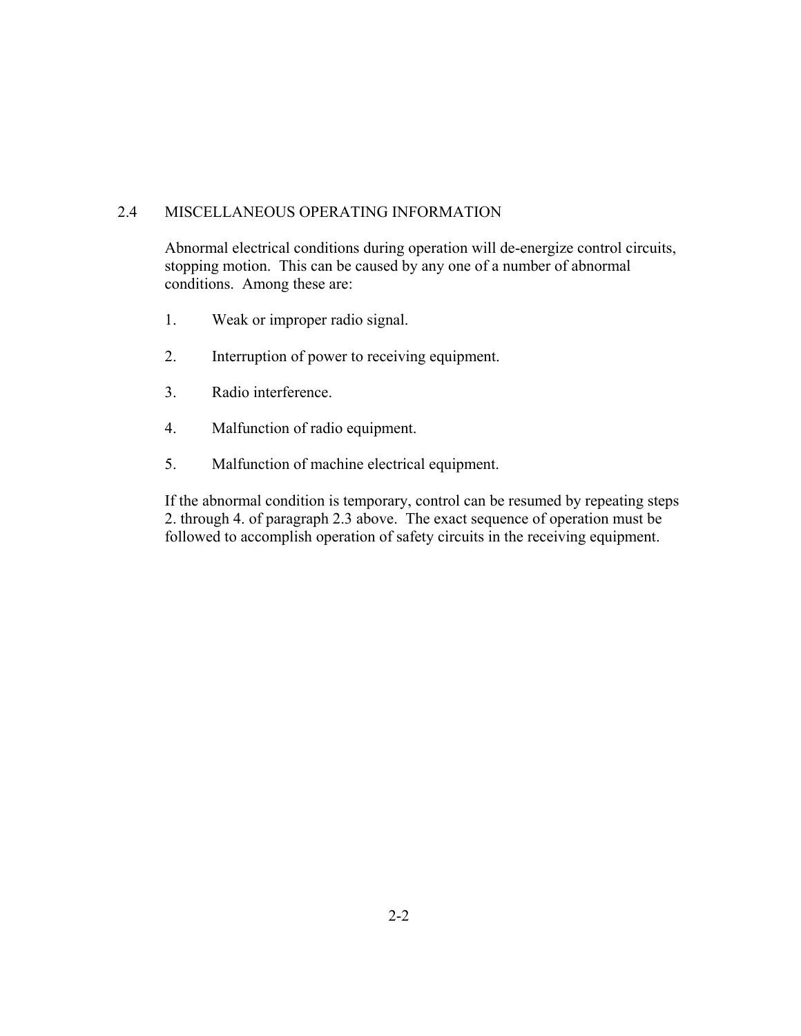## 2.4 MISCELLANEOUS OPERATING INFORMATION

Abnormal electrical conditions during operation will de-energize control circuits, stopping motion. This can be caused by any one of a number of abnormal conditions. Among these are:

1. Weak or improper radio signal.

2. Interruption of power to receiving equipment.

3. Radio interference.

4. Malfunction of radio equipment.

5. Malfunction of machine electrical equipment.

If the abnormal condition is temporary, control can be resumed by repeating steps 2. through 4. of paragraph 2.3 above. The exact sequence of operation must be followed to accomplish operation of safety circuits in the receiving equipment.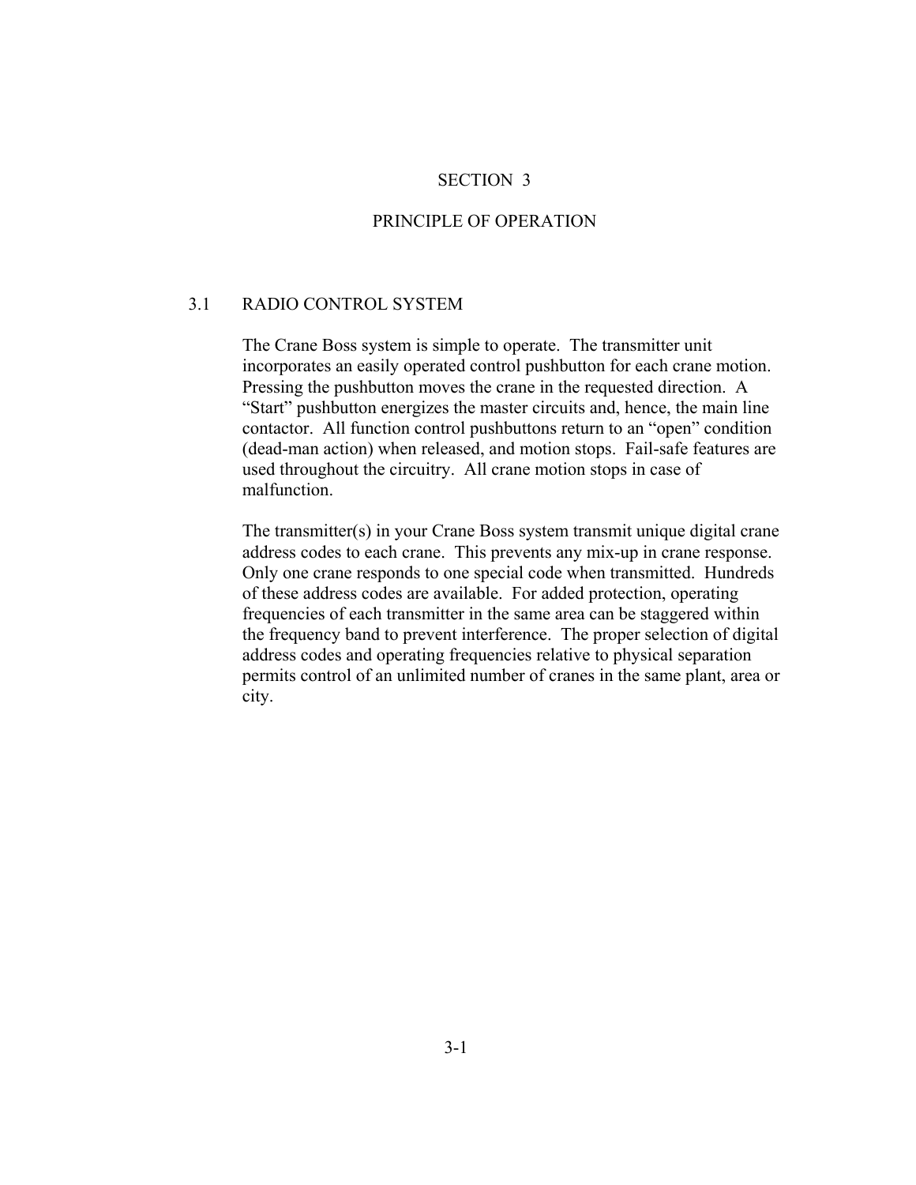# SECTION 3

# PRINCIPLE OF OPERATION

## 3.1 RADIO CONTROL SYSTEM

The Crane Boss system is simple to operate. The transmitter unit incorporates an easily operated control pushbutton for each crane motion. Pressing the pushbutton moves the crane in the requested direction. A "Start" pushbutton energizes the master circuits and, hence, the main line contactor. All function control pushbuttons return to an "open" condition (dead-man action) when released, and motion stops. Fail-safe features are used throughout the circuitry. All crane motion stops in case of malfunction.

The transmitter(s) in your Crane Boss system transmit unique digital crane address codes to each crane. This prevents any mix-up in crane response. Only one crane responds to one special code when transmitted. Hundreds of these address codes are available. For added protection, operating frequencies of each transmitter in the same area can be staggered within the frequency band to prevent interference. The proper selection of digital address codes and operating frequencies relative to physical separation permits control of an unlimited number of cranes in the same plant, area or city.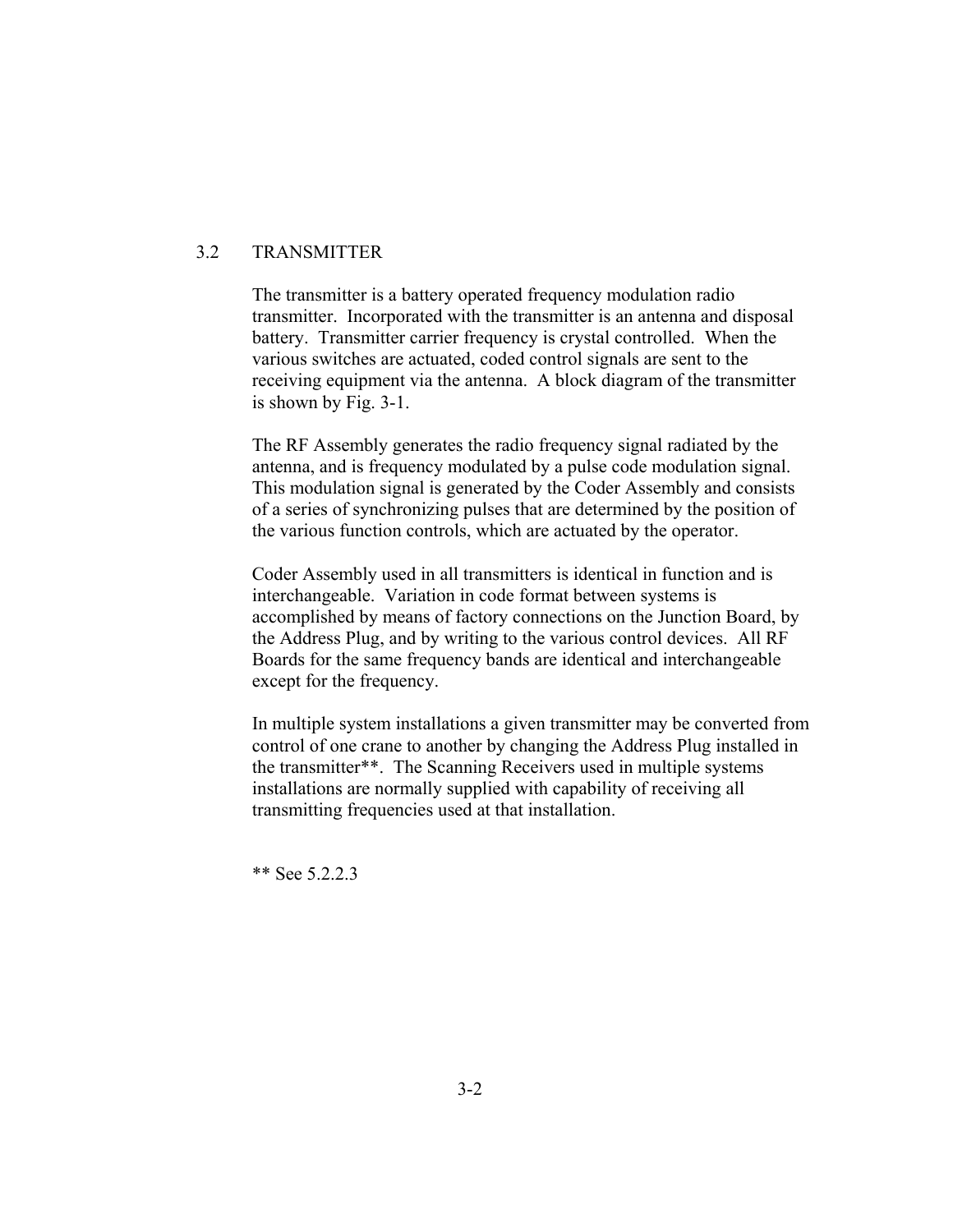## 3.2 TRANSMITTER

The transmitter is a battery operated frequency modulation radio transmitter. Incorporated with the transmitter is an antenna and disposal battery. Transmitter carrier frequency is crystal controlled. When the various switches are actuated, coded control signals are sent to the receiving equipment via the antenna. A block diagram of the transmitter is shown by Fig. 3-1.

The RF Assembly generates the radio frequency signal radiated by the antenna, and is frequency modulated by a pulse code modulation signal. This modulation signal is generated by the Coder Assembly and consists of a series of synchronizing pulses that are determined by the position of the various function controls, which are actuated by the operator.

Coder Assembly used in all transmitters is identical in function and is interchangeable. Variation in code format between systems is accomplished by means of factory connections on the Junction Board, by the Address Plug, and by writing to the various control devices. All RF Boards for the same frequency bands are identical and interchangeable except for the frequency.

In multiple system installations a given transmitter may be converted from control of one crane to another by changing the Address Plug installed in the transmitter**. The Scanning Receivers used in multiple systems installations are normally supplied with capability of receiving all transmitting frequencies used at that installation.

** See 5.2.2.3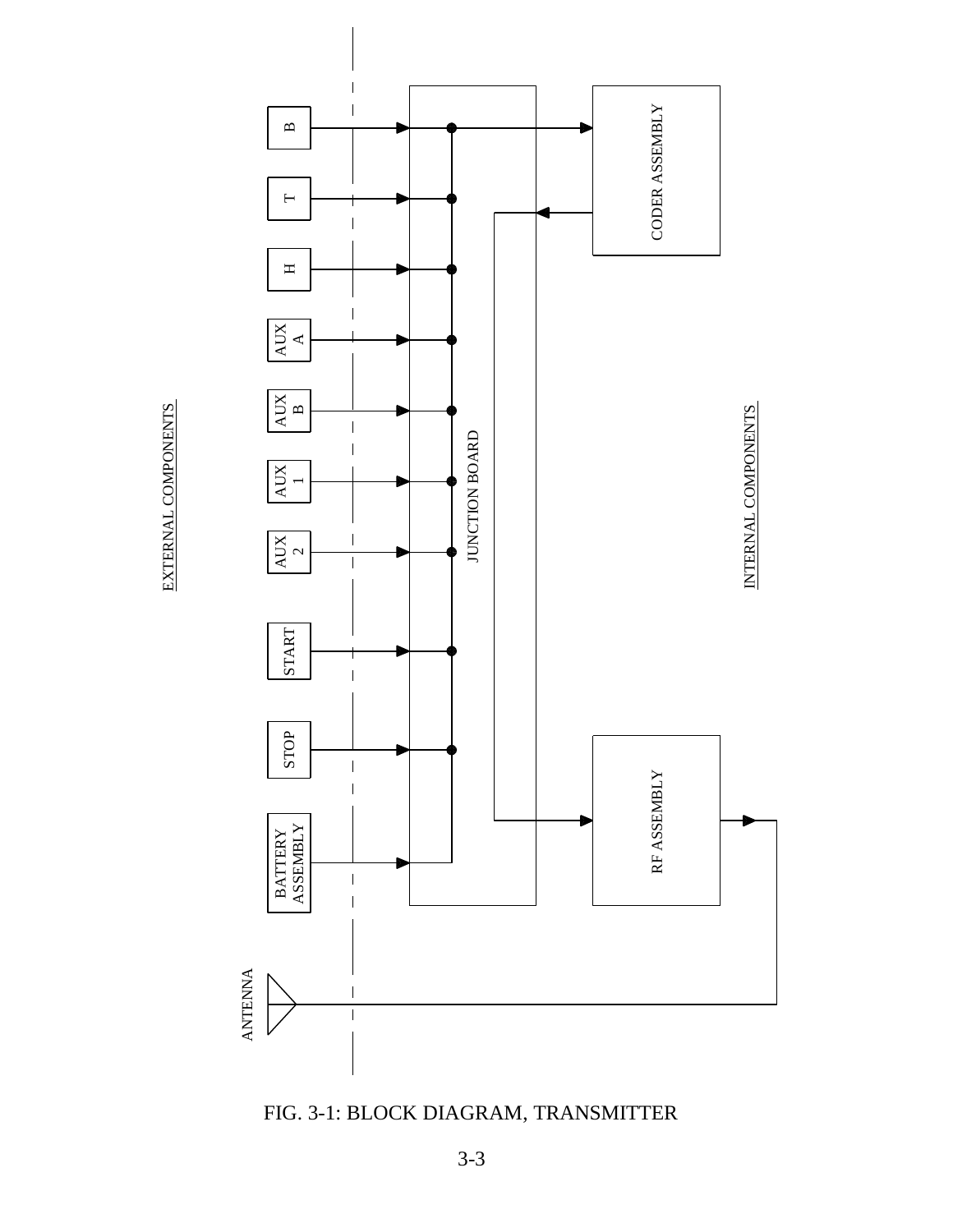EXTERNAL COMPONENTS

INTERNAL COMPONENTS

B

T

H

AUX A

AUX B

AUX 1

AUX 2

START

STOP

BATTERY ASSEMBLY

ANTENNA

JUNCTION BOARD

CODER ASSEMBLY

RF ASSEMBLY

FIG. 3-1: BLOCK DIAGRAM, TRANSMITTER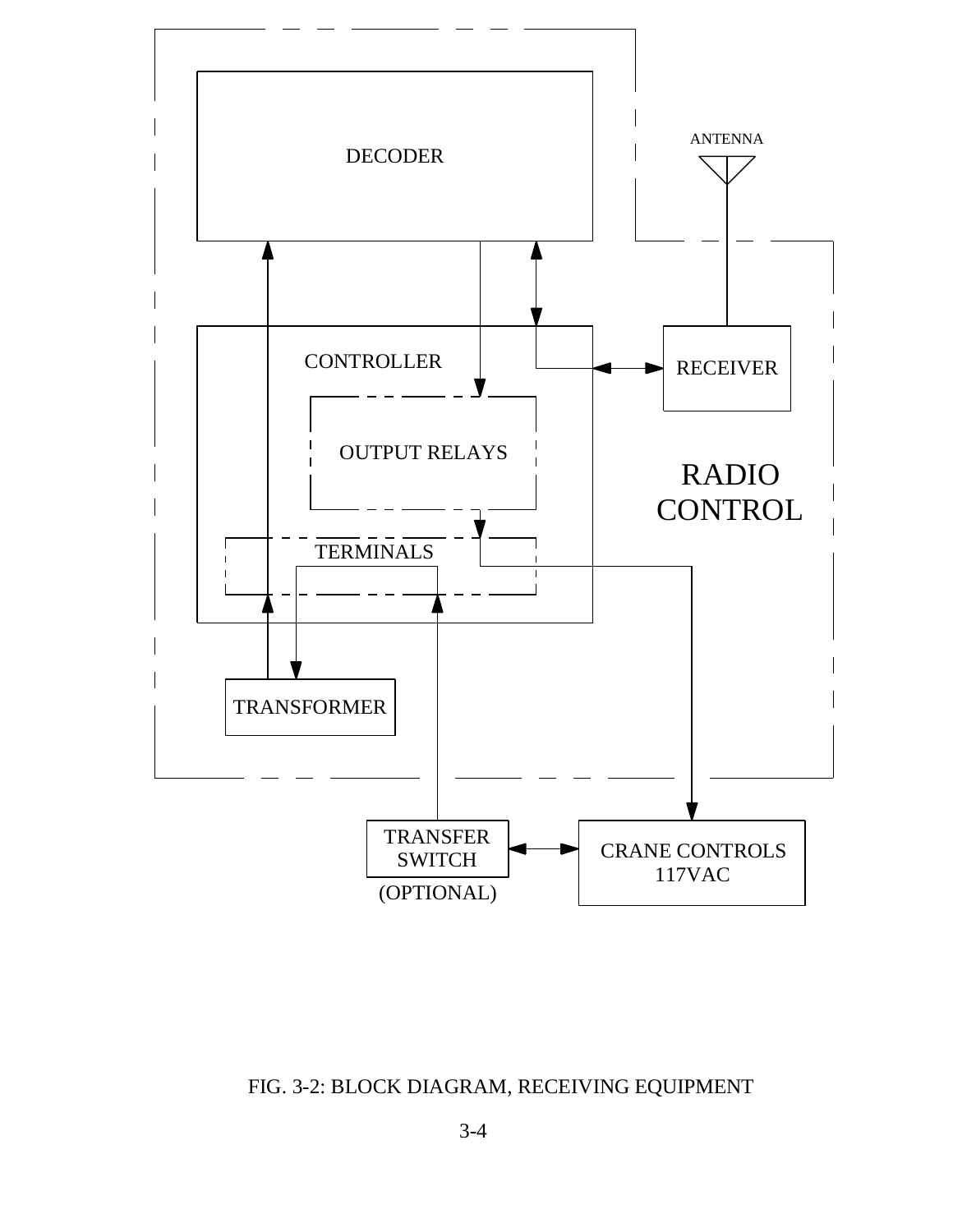DECODER

ANTENNA

CONTROLLER

RECEIVER

OUTPUT RELAYS

RADIO CONTROL

TERMINALS

TRANSFORMER

TRANSFER SWITCH (OPTIONAL)

CRANE CONTROLS 117VAC

FIG. 3-2: BLOCK DIAGRAM, RECEIVING EQUIPMENT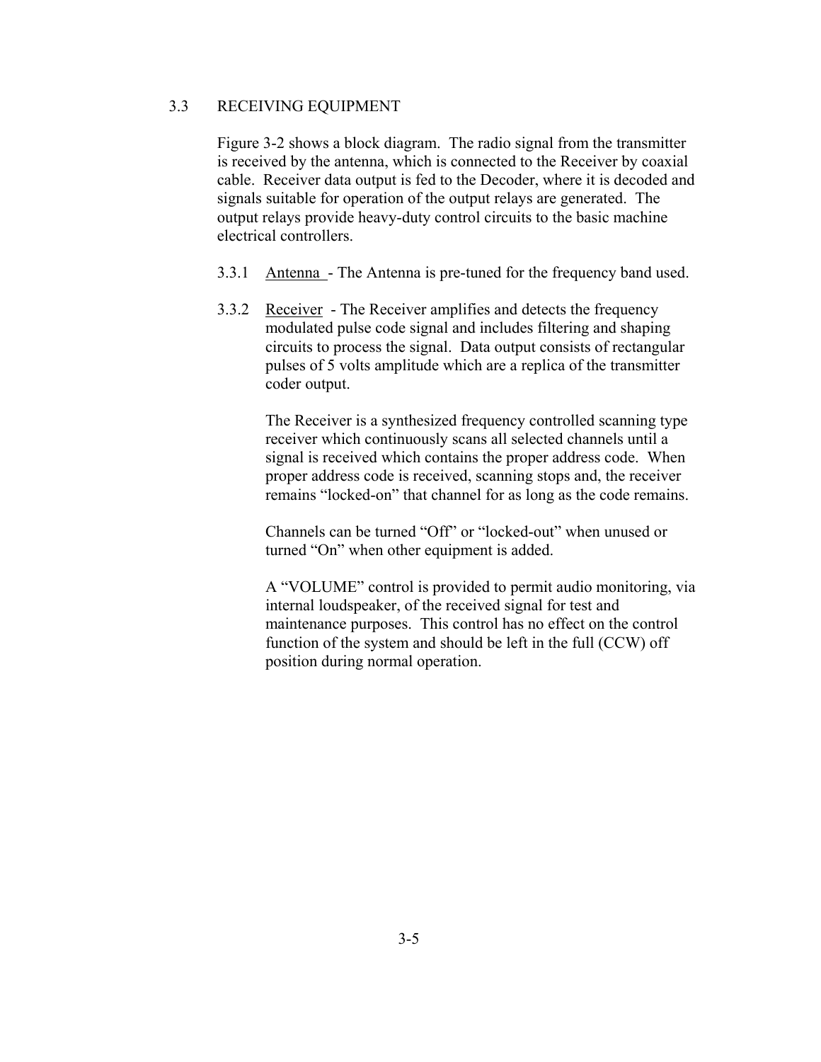## 3.3 RECEIVING EQUIPMENT

Figure 3-2 shows a block diagram. The radio signal from the transmitter is received by the antenna, which is connected to the Receiver by coaxial cable. Receiver data output is fed to the Decoder, where it is decoded and signals suitable for operation of the output relays are generated. The output relays provide heavy-duty control circuits to the basic machine electrical controllers.

3.3.1 Antenna - The Antenna is pre-tuned for the frequency band used.

3.3.2 Receiver - The Receiver amplifies and detects the frequency modulated pulse code signal and includes filtering and shaping circuits to process the signal. Data output consists of rectangular pulses of 5 volts amplitude which are a replica of the transmitter coder output.

The Receiver is a synthesized frequency controlled scanning type receiver which continuously scans all selected channels until a signal is received which contains the proper address code. When proper address code is received, scanning stops and, the receiver remains "locked-on" that channel for as long as the code remains.

Channels can be turned "Off" or "locked-out" when unused or turned "On" when other equipment is added.

A "VOLUME" control is provided to permit audio monitoring, via internal loudspeaker, of the received signal for test and maintenance purposes. This control has no effect on the control function of the system and should be left in the full (CCW) off position during normal operation.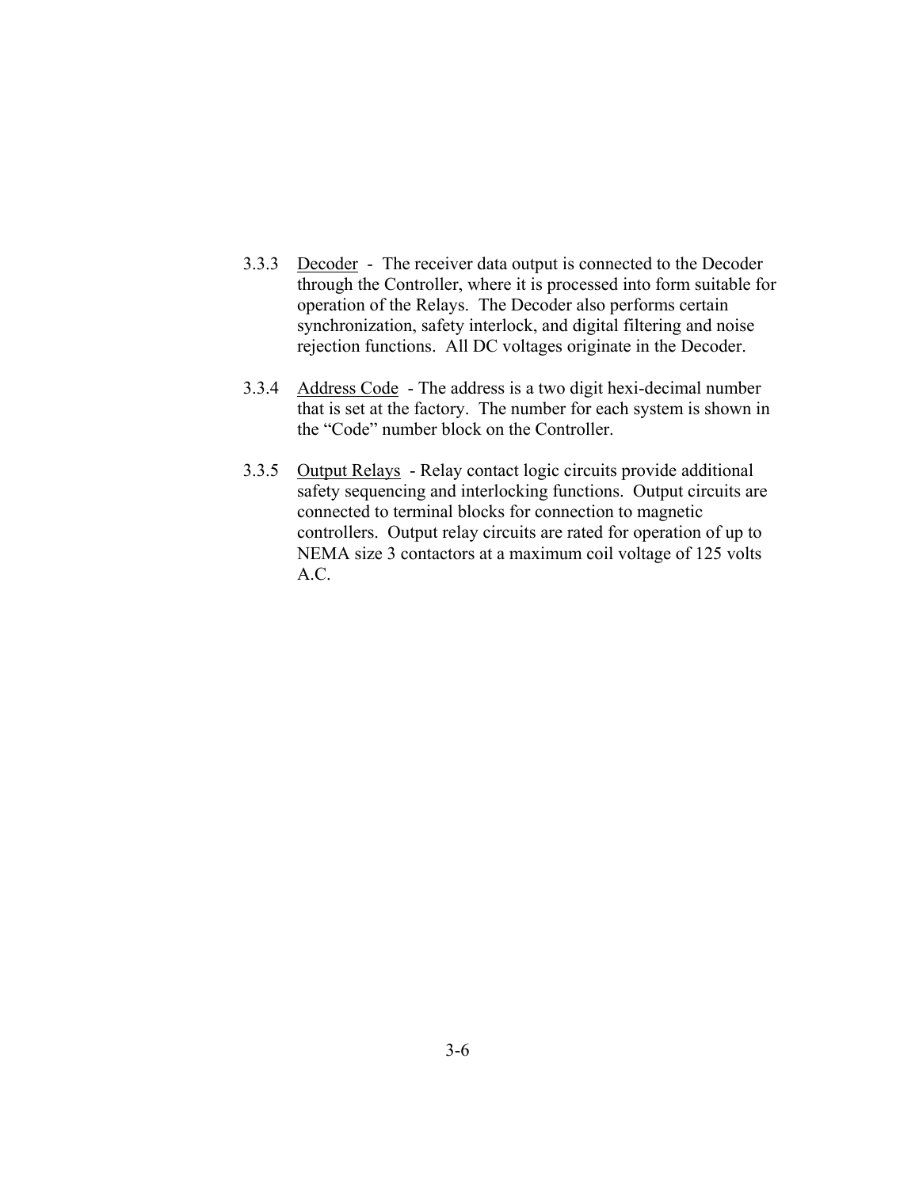3.3.3 Decoder - The receiver data output is connected to the Decoder through the Controller, where it is processed into form suitable for operation of the Relays. The Decoder also performs certain synchronization, safety interlock, and digital filtering and noise rejection functions. All DC voltages originate in the Decoder.

3.3.4 Address Code - The address is a two digit hexi-decimal number that is set at the factory. The number for each system is shown in the "Code" number block on the Controller.

3.3.5 Output Relays - Relay contact logic circuits provide additional safety sequencing and interlocking functions. Output circuits are connected to terminal blocks for connection to magnetic controllers. Output relay circuits are rated for operation of up to NEMA size 3 contactors at a maximum coil voltage of 125 volts A.C.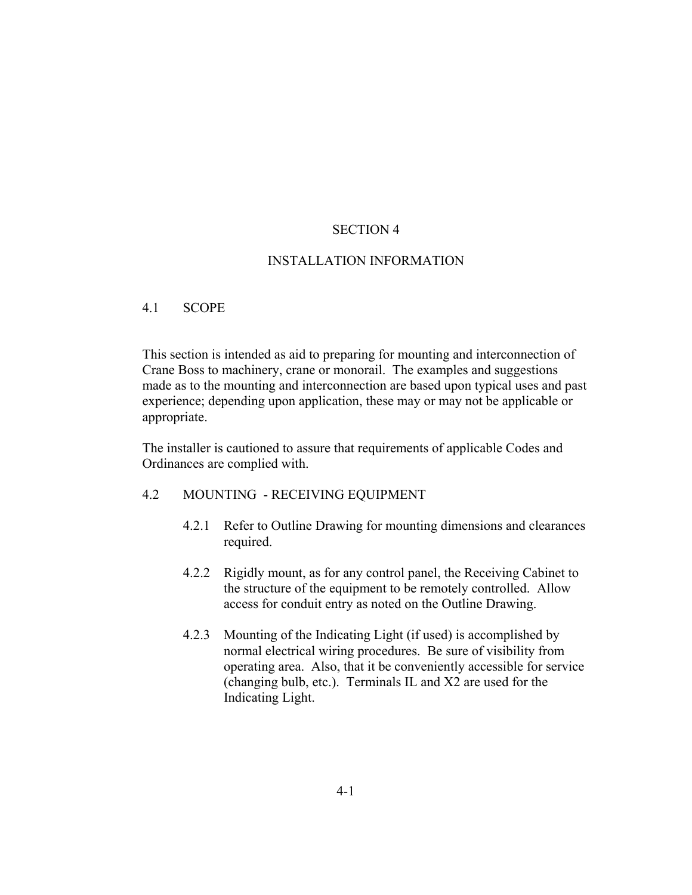# SECTION 4

# INSTALLATION INFORMATION

## 4.1 SCOPE

This section is intended as aid to preparing for mounting and interconnection of Crane Boss to machinery, crane or monorail. The examples and suggestions made as to the mounting and interconnection are based upon typical uses and past experience; depending upon application, these may or may not be applicable or appropriate.

The installer is cautioned to assure that requirements of applicable Codes and Ordinances are complied with.

## 4.2 MOUNTING - RECEIVING EQUIPMENT

4.2.1 Refer to Outline Drawing for mounting dimensions and clearances required.

4.2.2 Rigidly mount, as for any control panel, the Receiving Cabinet to the structure of the equipment to be remotely controlled. Allow access for conduit entry as noted on the Outline Drawing.

4.2.3 Mounting of the Indicating Light (if used) is accomplished by normal electrical wiring procedures. Be sure of visibility from operating area. Also, that it be conveniently accessible for service (changing bulb, etc.). Terminals IL and X2 are used for the Indicating Light.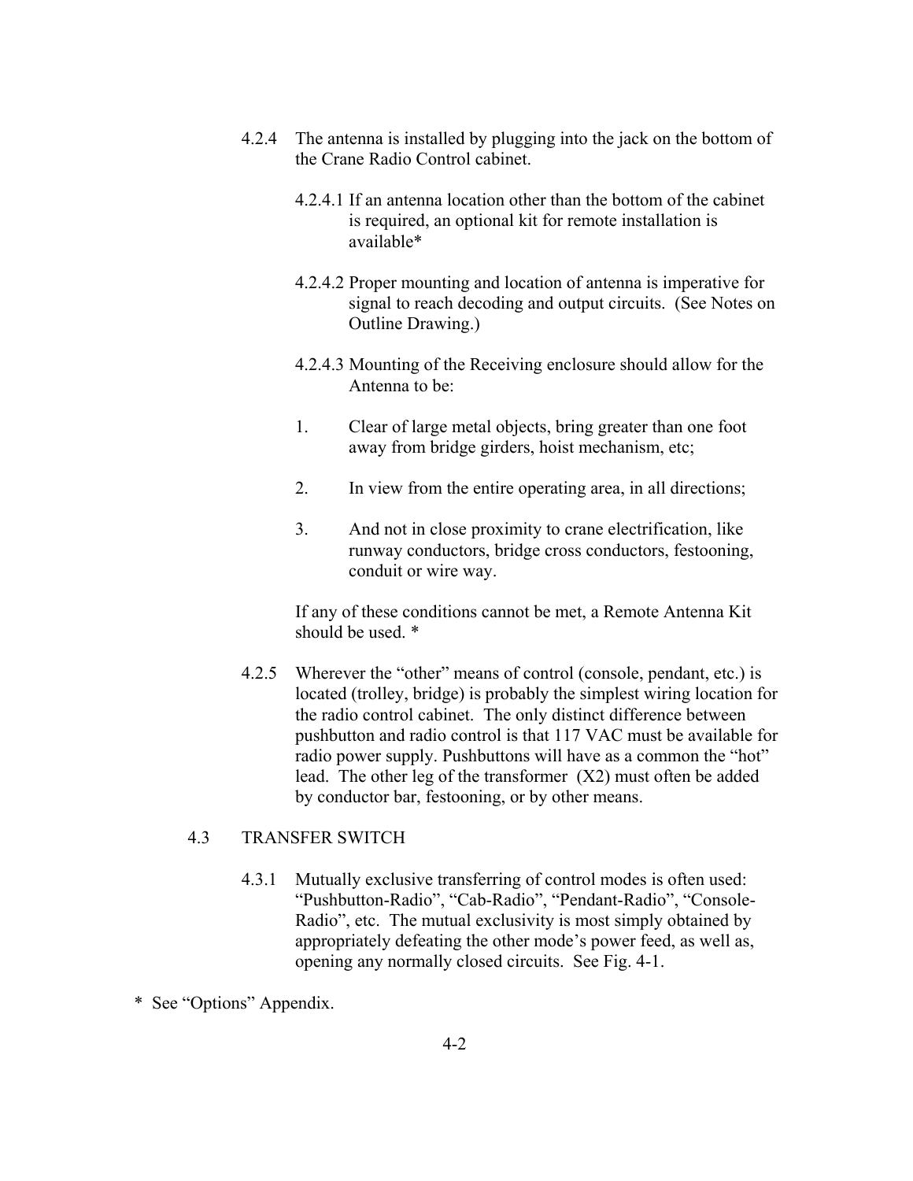4.2.4 The antenna is installed by plugging into the jack on the bottom of the Crane Radio Control cabinet.

4.2.4.1 If an antenna location other than the bottom of the cabinet is required, an optional kit for remote installation is available*

4.2.4.2 Proper mounting and location of antenna is imperative for signal to reach decoding and output circuits. (See Notes on Outline Drawing.)

4.2.4.3 Mounting of the Receiving enclosure should allow for the Antenna to be:

1. Clear of large metal objects, bring greater than one foot away from bridge girders, hoist mechanism, etc;

2. In view from the entire operating area, in all directions;

3. And not in close proximity to crane electrification, like runway conductors, bridge cross conductors, festooning, conduit or wire way.

If any of these conditions cannot be met, a Remote Antenna Kit should be used. *

4.2.5 Wherever the "other" means of control (console, pendant, etc.) is located (trolley, bridge) is probably the simplest wiring location for the radio control cabinet. The only distinct difference between pushbutton and radio control is that 117 VAC must be available for radio power supply. Pushbuttons will have as a common the "hot" lead. The other leg of the transformer (X2) must often be added by conductor bar, festooning, or by other means.

## 4.3 TRANSFER SWITCH

4.3.1 Mutually exclusive transferring of control modes is often used: "Pushbutton-Radio", "Cab-Radio", "Pendant-Radio", "Console-Radio", etc. The mutual exclusivity is most simply obtained by appropriately defeating the other mode's power feed, as well as, opening any normally closed circuits. See Fig. 4-1.

\* See "Options" Appendix.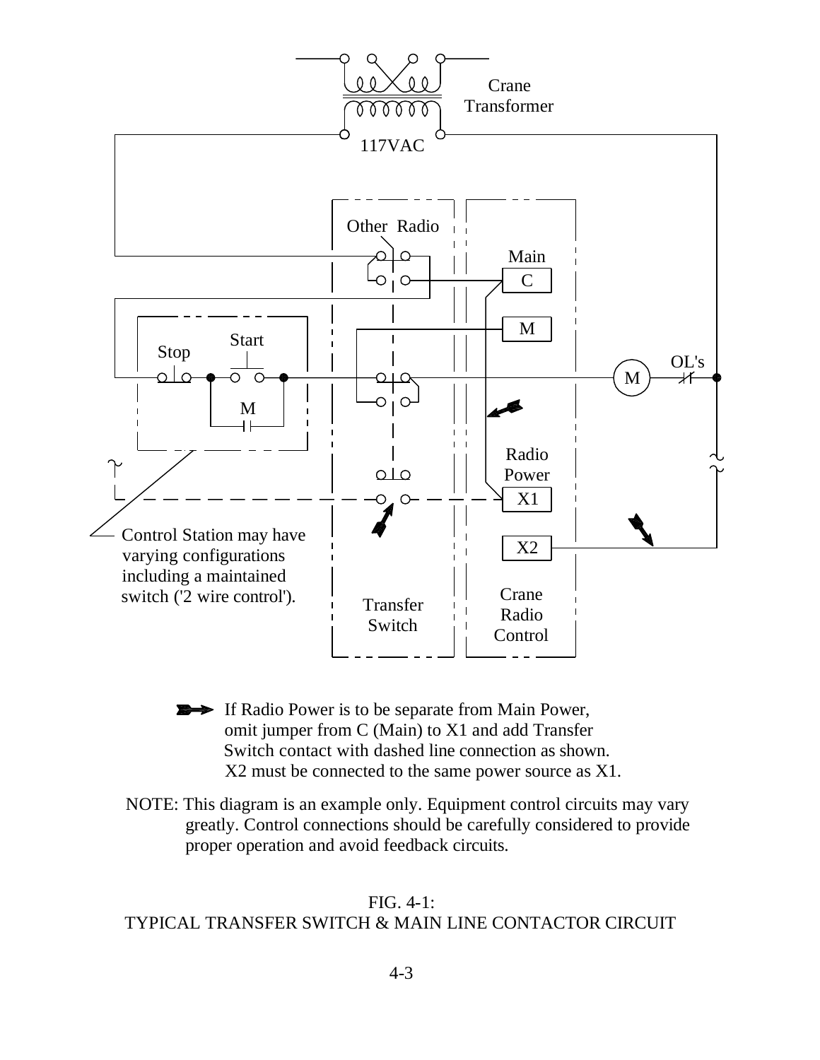Crane Transformer

117VAC

Other Radio

Main

C

M

Stop

Start

M

M

OL's

Radio Power

X1

X2

Control Station may have varying configurations including a maintained switch ('2 wire control').

Transfer Switch

Crane Radio Control

If Radio Power is to be separate from Main Power, omit jumper from C (Main) to X1 and add Transfer Switch contact with dashed line connection as shown. X2 must be connected to the same power source as X1.

NOTE: This diagram is an example only. Equipment control circuits may vary greatly. Control connections should be carefully considered to provide proper operation and avoid feedback circuits.

FIG. 4-1:
TYPICAL TRANSFER SWITCH & MAIN LINE CONTACTOR CIRCUIT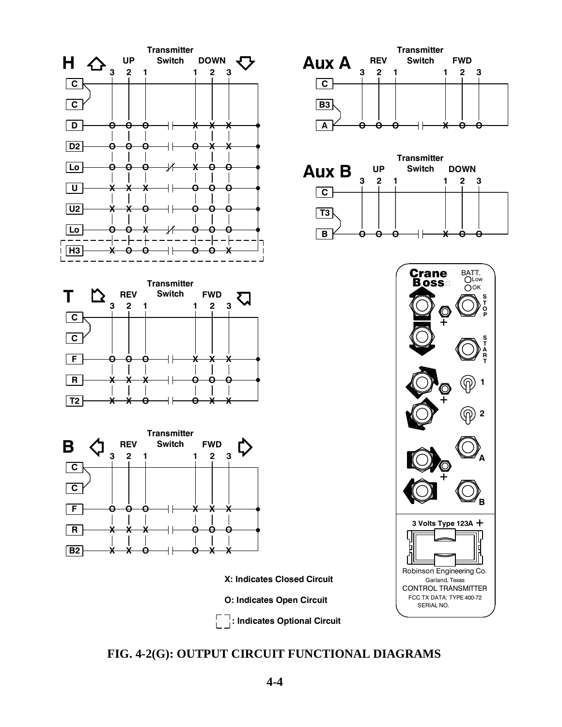## H

**Transmitter Switch**

| | UP 3 | UP 2 | UP 1 | | DOWN 1 | DOWN 2 | DOWN 3 |
|---|---|---|---|---|---|---|---|
| C | | | | | | | |
| C | | | | | | | |
| D | O | O | O | | X | X | X |
| D2 | O | O | O | | O | X | X |
| Lo | O | O | O | | X | O | O |
| U | X | X | X | | O | O | O |
| U2 | X | X | O | | O | O | O |
| Lo | O | O | X | | O | O | O |
| H3 (optional) | X | O | O | | O | O | X |

## Aux A

**Transmitter Switch**

| | REV 3 | REV 2 | REV 1 | | FWD 1 | FWD 2 | FWD 3 |
|---|---|---|---|---|---|---|---|
| C | | | | | | | |
| B3 | | | | | | | |
| A | O | O | O | | X | O | O |

## Aux B

**Transmitter Switch**

| | UP 3 | UP 2 | UP 1 | | DOWN 1 | DOWN 2 | DOWN 3 |
|---|---|---|---|---|---|---|---|
| C | | | | | | | |
| T3 | | | | | | | |
| B | O | O | O | | X | O | O |

## T

**Transmitter Switch**

| | REV 3 | REV 2 | REV 1 | | FWD 1 | FWD 2 | FWD 3 |
|---|---|---|---|---|---|---|---|
| C | | | | | | | |
| C | | | | | | | |
| F | O | O | O | | X | X | X |
| R | X | X | X | | O | O | O |
| T2 | X | X | O | | O | X | X |

## B

**Transmitter Switch**

| | REV 3 | REV 2 | REV 1 | | FWD 1 | FWD 2 | FWD 3 |
|---|---|---|---|---|---|---|---|
| C | | | | | | | |
| C | | | | | | | |
| F | O | O | O | | X | X | X |
| R | X | X | X | | O | O | O |
| B2 | X | X | O | | O | X | X |

Crane Boss — BATT. Low / OK — STOP — START — 1 — 2 — A — B

3 Volts Type 123A +

Robinson Engineering Co.
Garland, Texas
CONTROL TRANSMITTER
FCC TX DATA: TYPE 400-72
SERIAL NO.

**X: Indicates Closed Circuit**

**O: Indicates Open Circuit**

**[ ]: Indicates Optional Circuit**

**FIG. 4-2(G): OUTPUT CIRCUIT FUNCTIONAL DIAGRAMS**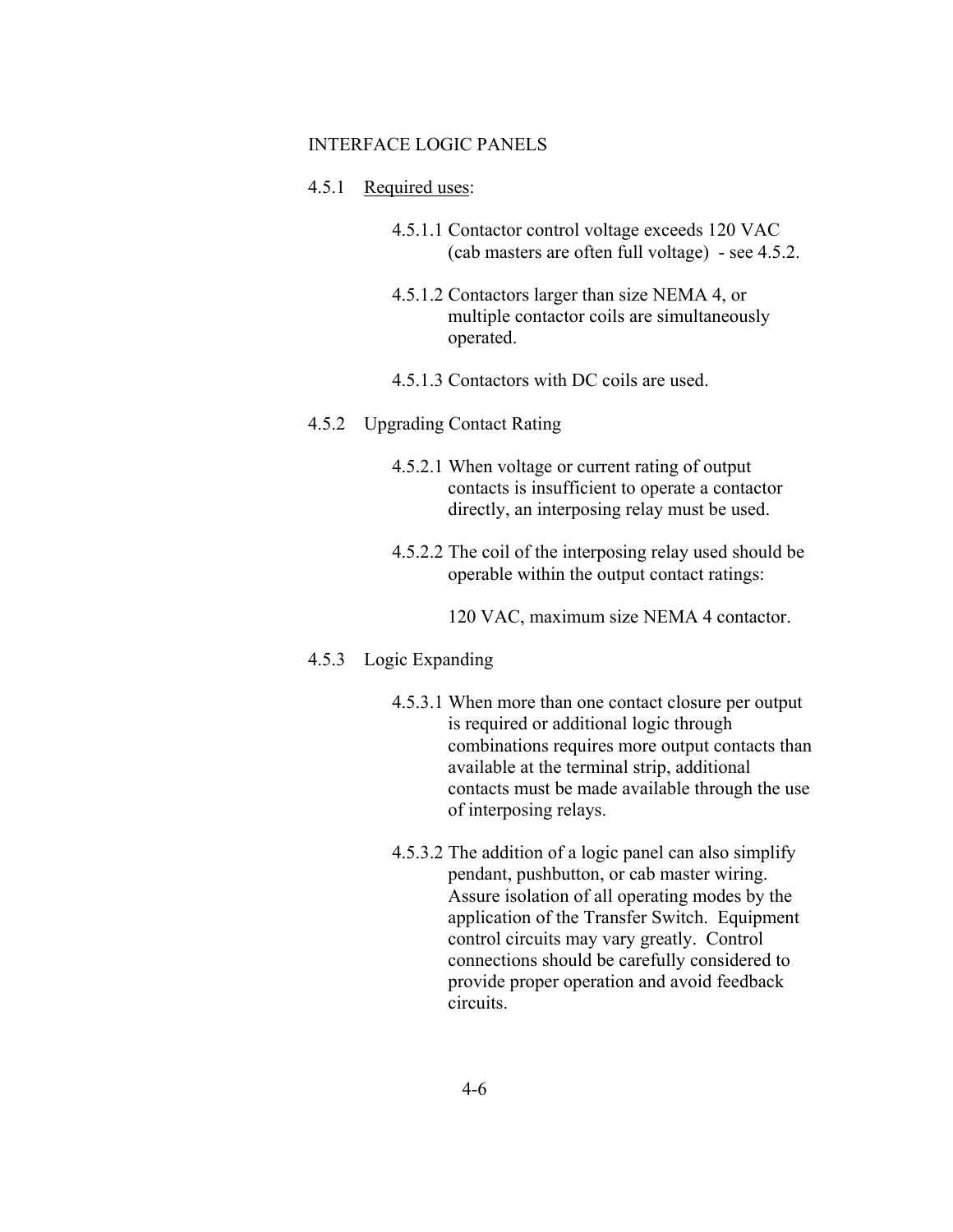## INTERFACE LOGIC PANELS

### 4.5.1 Required uses:

4.5.1.1 Contactor control voltage exceeds 120 VAC (cab masters are often full voltage) - see 4.5.2.

4.5.1.2 Contactors larger than size NEMA 4, or multiple contactor coils are simultaneously operated.

4.5.1.3 Contactors with DC coils are used.

### 4.5.2 Upgrading Contact Rating

4.5.2.1 When voltage or current rating of output contacts is insufficient to operate a contactor directly, an interposing relay must be used.

4.5.2.2 The coil of the interposing relay used should be operable within the output contact ratings:

120 VAC, maximum size NEMA 4 contactor.

### 4.5.3 Logic Expanding

4.5.3.1 When more than one contact closure per output is required or additional logic through combinations requires more output contacts than available at the terminal strip, additional contacts must be made available through the use of interposing relays.

4.5.3.2 The addition of a logic panel can also simplify pendant, pushbutton, or cab master wiring. Assure isolation of all operating modes by the application of the Transfer Switch. Equipment control circuits may vary greatly. Control connections should be carefully considered to provide proper operation and avoid feedback circuits.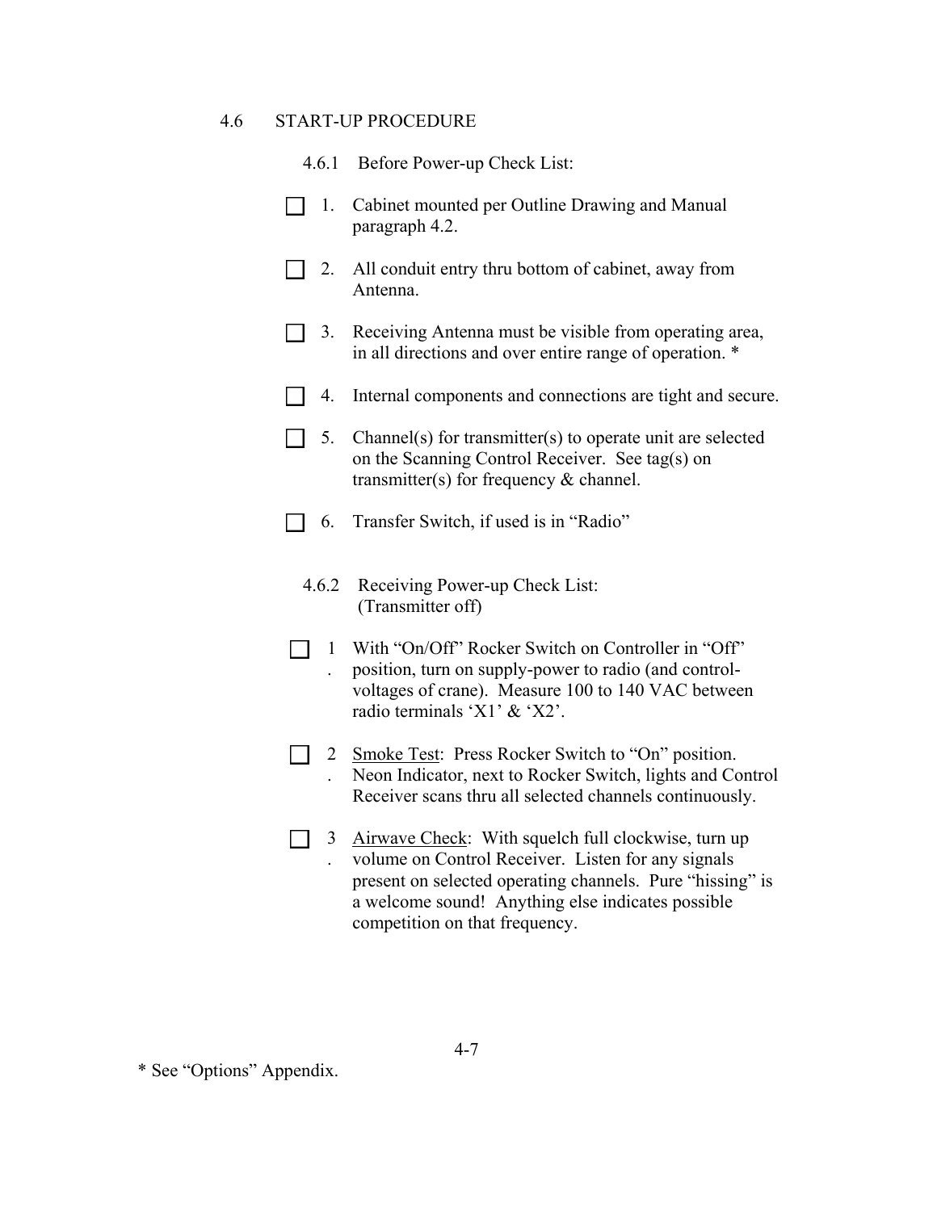## 4.6 START-UP PROCEDURE

### 4.6.1 Before Power-up Check List:

- ☐ 1. Cabinet mounted per Outline Drawing and Manual paragraph 4.2.
- ☐ 2. All conduit entry thru bottom of cabinet, away from Antenna.
- ☐ 3. Receiving Antenna must be visible from operating area, in all directions and over entire range of operation. *
- ☐ 4. Internal components and connections are tight and secure.
- ☐ 5. Channel(s) for transmitter(s) to operate unit are selected on the Scanning Control Receiver. See tag(s) on transmitter(s) for frequency & channel.
- ☐ 6. Transfer Switch, if used is in "Radio"

### 4.6.2 Receiving Power-up Check List: (Transmitter off)

- ☐ 1. With "On/Off" Rocker Switch on Controller in "Off" position, turn on supply-power to radio (and control-voltages of crane). Measure 100 to 140 VAC between radio terminals 'X1' & 'X2'.
- ☐ 2. <u>Smoke Test</u>: Press Rocker Switch to "On" position. Neon Indicator, next to Rocker Switch, lights and Control Receiver scans thru all selected channels continuously.
- ☐ 3. <u>Airwave Check</u>: With squelch full clockwise, turn up volume on Control Receiver. Listen for any signals present on selected operating channels. Pure "hissing" is a welcome sound! Anything else indicates possible competition on that frequency.

* See "Options" Appendix.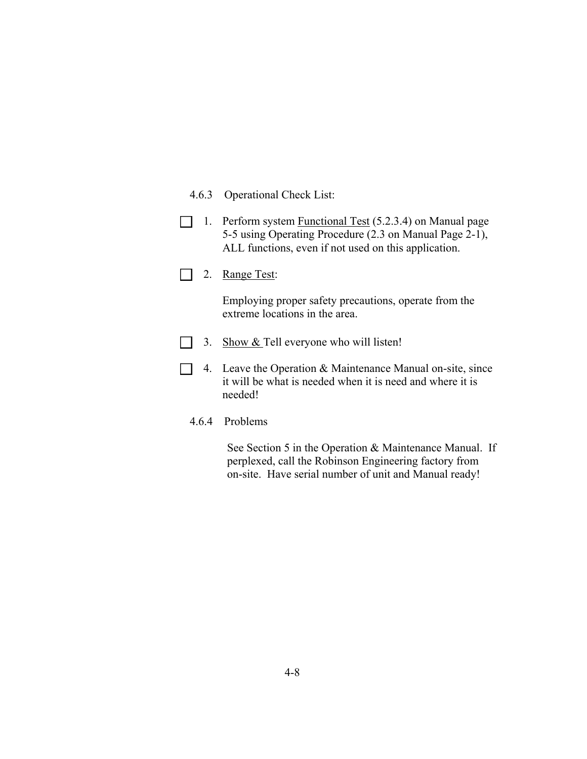### 4.6.3 Operational Check List:

- [ ] 1. Perform system Functional Test (5.2.3.4) on Manual page 5-5 using Operating Procedure (2.3 on Manual Page 2-1), ALL functions, even if not used on this application.

- [ ] 2. Range Test:

  Employing proper safety precautions, operate from the extreme locations in the area.

- [ ] 3. Show & Tell everyone who will listen!

- [ ] 4. Leave the Operation & Maintenance Manual on-site, since it will be what is needed when it is need and where it is needed!

### 4.6.4 Problems

See Section 5 in the Operation & Maintenance Manual. If perplexed, call the Robinson Engineering factory from on-site. Have serial number of unit and Manual ready!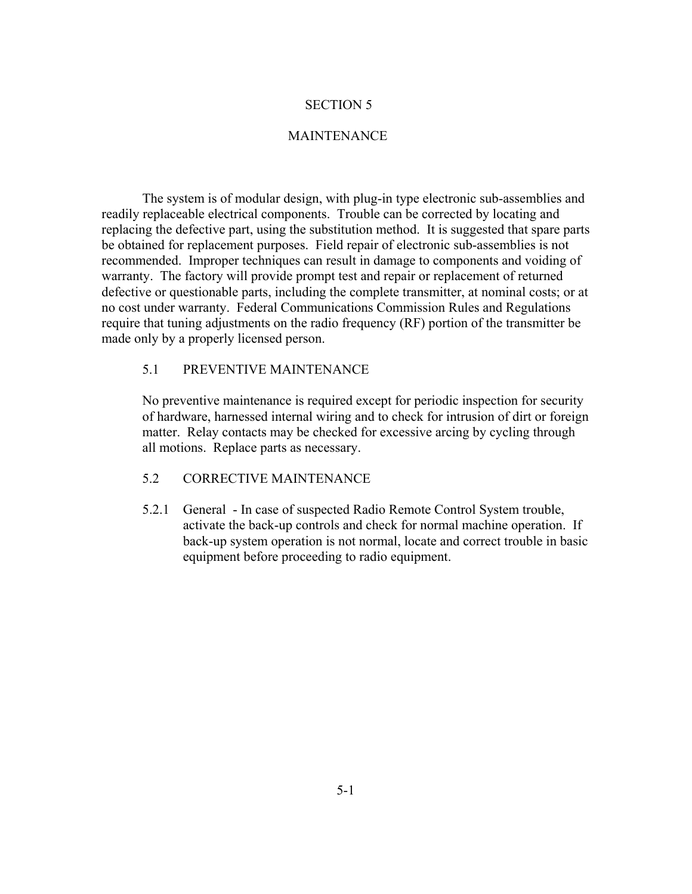# SECTION 5

# MAINTENANCE

The system is of modular design, with plug-in type electronic sub-assemblies and readily replaceable electrical components. Trouble can be corrected by locating and replacing the defective part, using the substitution method. It is suggested that spare parts be obtained for replacement purposes. Field repair of electronic sub-assemblies is not recommended. Improper techniques can result in damage to components and voiding of warranty. The factory will provide prompt test and repair or replacement of returned defective or questionable parts, including the complete transmitter, at nominal costs; or at no cost under warranty. Federal Communications Commission Rules and Regulations require that tuning adjustments on the radio frequency (RF) portion of the transmitter be made only by a properly licensed person.

## 5.1 PREVENTIVE MAINTENANCE

No preventive maintenance is required except for periodic inspection for security of hardware, harnessed internal wiring and to check for intrusion of dirt or foreign matter. Relay contacts may be checked for excessive arcing by cycling through all motions. Replace parts as necessary.

## 5.2 CORRECTIVE MAINTENANCE

5.2.1 General - In case of suspected Radio Remote Control System trouble, activate the back-up controls and check for normal machine operation. If back-up system operation is not normal, locate and correct trouble in basic equipment before proceeding to radio equipment.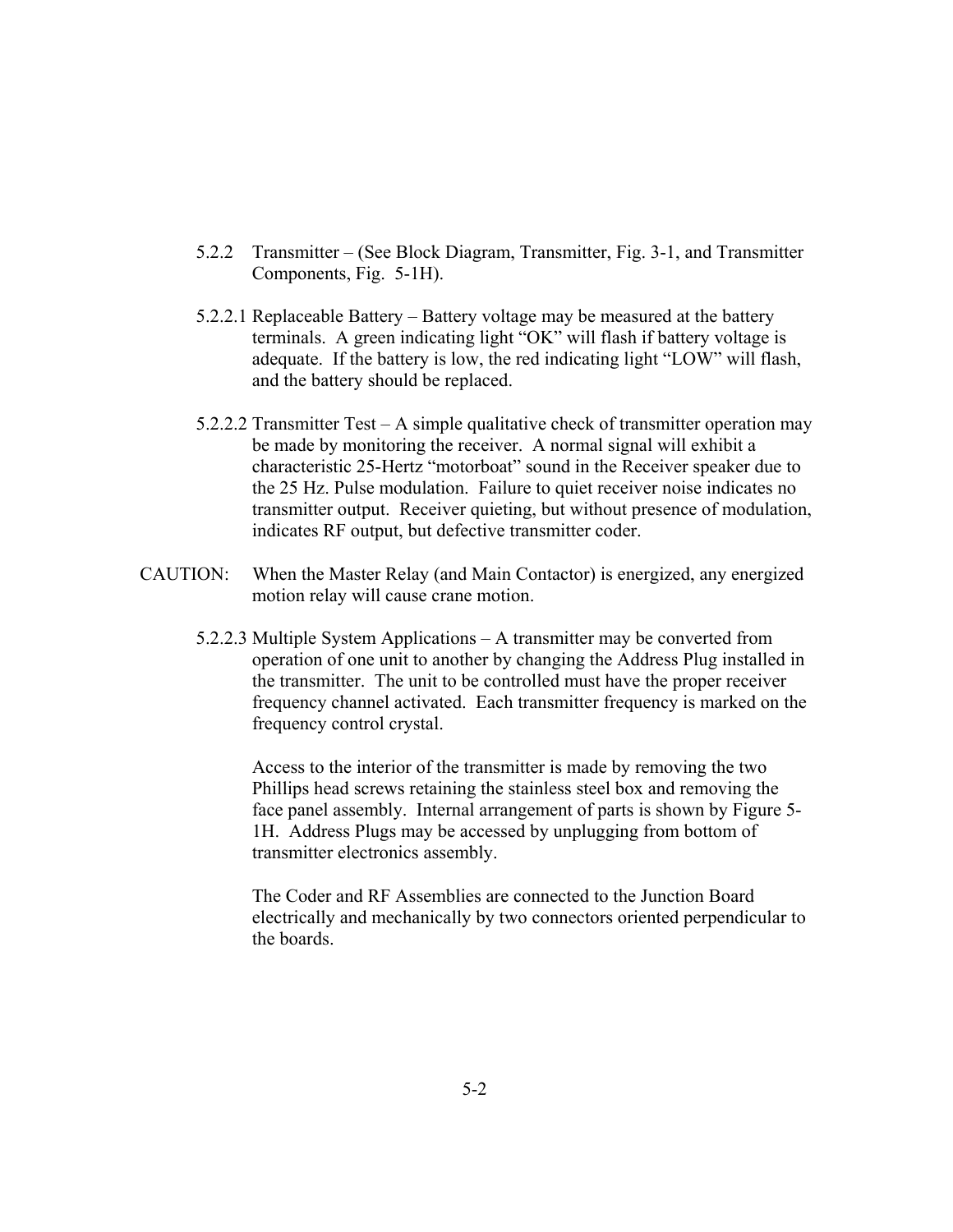5.2.2 Transmitter – (See Block Diagram, Transmitter, Fig. 3-1, and Transmitter Components, Fig. 5-1H).

5.2.2.1 Replaceable Battery – Battery voltage may be measured at the battery terminals. A green indicating light "OK" will flash if battery voltage is adequate. If the battery is low, the red indicating light "LOW" will flash, and the battery should be replaced.

5.2.2.2 Transmitter Test – A simple qualitative check of transmitter operation may be made by monitoring the receiver. A normal signal will exhibit a characteristic 25-Hertz "motorboat" sound in the Receiver speaker due to the 25 Hz. Pulse modulation. Failure to quiet receiver noise indicates no transmitter output. Receiver quieting, but without presence of modulation, indicates RF output, but defective transmitter coder.

CAUTION: When the Master Relay (and Main Contactor) is energized, any energized motion relay will cause crane motion.

5.2.2.3 Multiple System Applications – A transmitter may be converted from operation of one unit to another by changing the Address Plug installed in the transmitter. The unit to be controlled must have the proper receiver frequency channel activated. Each transmitter frequency is marked on the frequency control crystal.

Access to the interior of the transmitter is made by removing the two Phillips head screws retaining the stainless steel box and removing the face panel assembly. Internal arrangement of parts is shown by Figure 5-1H. Address Plugs may be accessed by unplugging from bottom of transmitter electronics assembly.

The Coder and RF Assemblies are connected to the Junction Board electrically and mechanically by two connectors oriented perpendicular to the boards.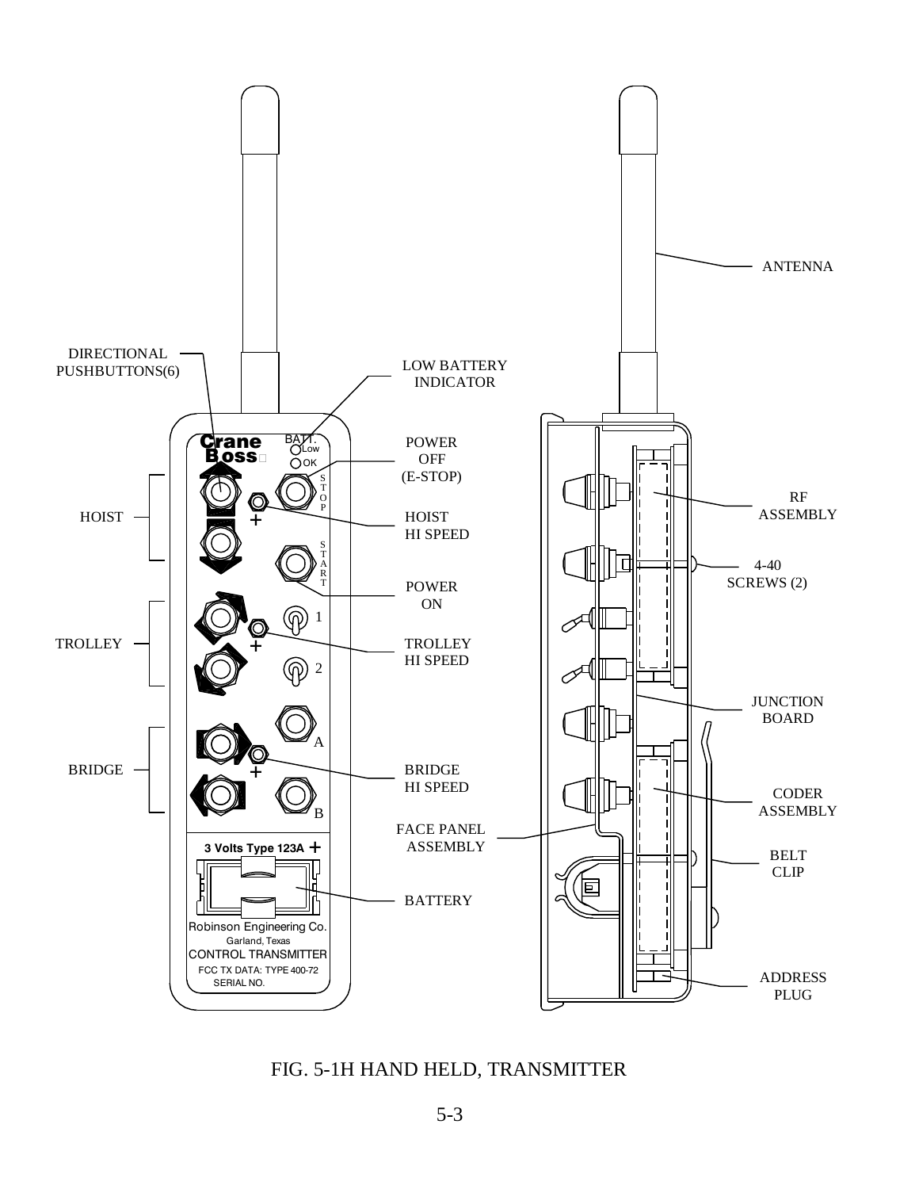DIRECTIONAL PUSHBUTTONS(6)

LOW BATTERY INDICATOR

Crane Boss

BATT. Low OK

POWER OFF (E-STOP)

STOP

HOIST

HOIST HI SPEED

START

POWER ON

TROLLEY

1

TROLLEY HI SPEED

2

BRIDGE

A

BRIDGE HI SPEED

B

FACE PANEL ASSEMBLY

3 Volts Type 123A +

BATTERY

Robinson Engineering Co.
Garland, Texas
CONTROL TRANSMITTER
FCC TX DATA: TYPE 400-72
SERIAL NO.

ANTENNA

RF ASSEMBLY

4-40 SCREWS (2)

JUNCTION BOARD

CODER ASSEMBLY

BELT CLIP

ADDRESS PLUG

FIG. 5-1H HAND HELD, TRANSMITTER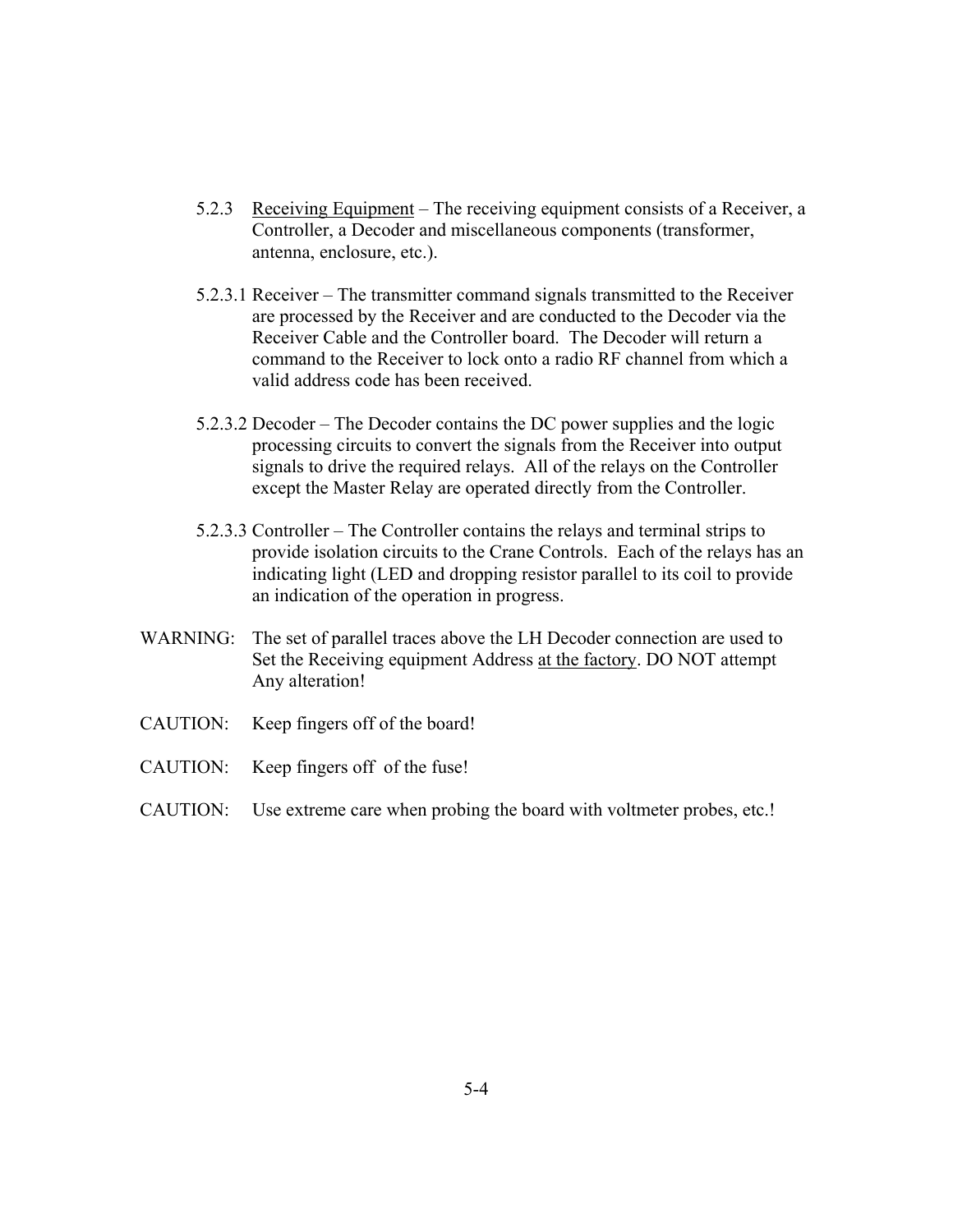5.2.3 Receiving Equipment – The receiving equipment consists of a Receiver, a Controller, a Decoder and miscellaneous components (transformer, antenna, enclosure, etc.).

5.2.3.1 Receiver – The transmitter command signals transmitted to the Receiver are processed by the Receiver and are conducted to the Decoder via the Receiver Cable and the Controller board. The Decoder will return a command to the Receiver to lock onto a radio RF channel from which a valid address code has been received.

5.2.3.2 Decoder – The Decoder contains the DC power supplies and the logic processing circuits to convert the signals from the Receiver into output signals to drive the required relays. All of the relays on the Controller except the Master Relay are operated directly from the Controller.

5.2.3.3 Controller – The Controller contains the relays and terminal strips to provide isolation circuits to the Crane Controls. Each of the relays has an indicating light (LED and dropping resistor parallel to its coil to provide an indication of the operation in progress.

WARNING: The set of parallel traces above the LH Decoder connection are used to Set the Receiving equipment Address at the factory. DO NOT attempt Any alteration!

CAUTION: Keep fingers off of the board!

CAUTION: Keep fingers off of the fuse!

CAUTION: Use extreme care when probing the board with voltmeter probes, etc.!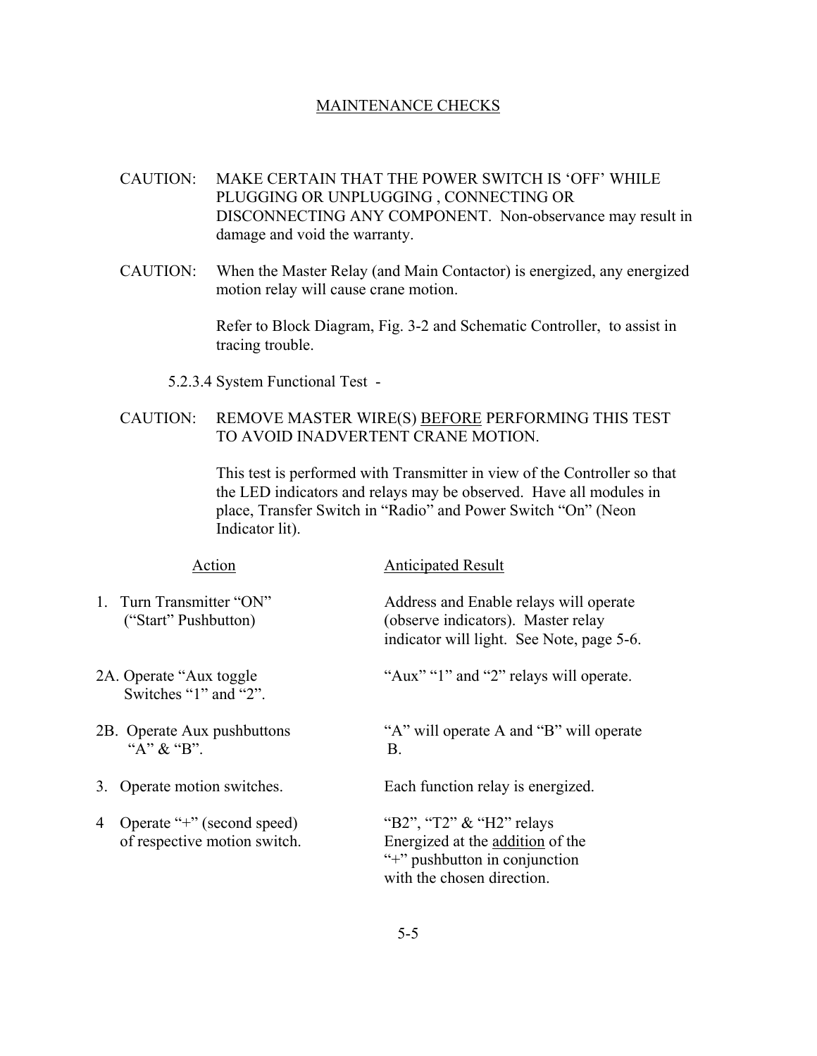## MAINTENANCE CHECKS

CAUTION: MAKE CERTAIN THAT THE POWER SWITCH IS 'OFF' WHILE PLUGGING OR UNPLUGGING , CONNECTING OR DISCONNECTING ANY COMPONENT. Non-observance may result in damage and void the warranty.

CAUTION: When the Master Relay (and Main Contactor) is energized, any energized motion relay will cause crane motion.

Refer to Block Diagram, Fig. 3-2 and Schematic Controller, to assist in tracing trouble.

5.2.3.4 System Functional Test -

CAUTION: REMOVE MASTER WIRE(S) BEFORE PERFORMING THIS TEST TO AVOID INADVERTENT CRANE MOTION.

This test is performed with Transmitter in view of the Controller so that the LED indicators and relays may be observed. Have all modules in place, Transfer Switch in "Radio" and Power Switch "On" (Neon Indicator lit).

| Action | Anticipated Result |
| --- | --- |
| 1. Turn Transmitter "ON" ("Start" Pushbutton) | Address and Enable relays will operate (observe indicators). Master relay indicator will light. See Note, page 5-6. |
| 2A. Operate "Aux toggle Switches "1" and "2". | "Aux" "1" and "2" relays will operate. |
| 2B. Operate Aux pushbuttons "A" & "B". | "A" will operate A and "B" will operate B. |
| 3. Operate motion switches. | Each function relay is energized. |
| 4 Operate "+" (second speed) of respective motion switch. | "B2", "T2" & "H2" relays Energized at the addition of the "+" pushbutton in conjunction with the chosen direction. |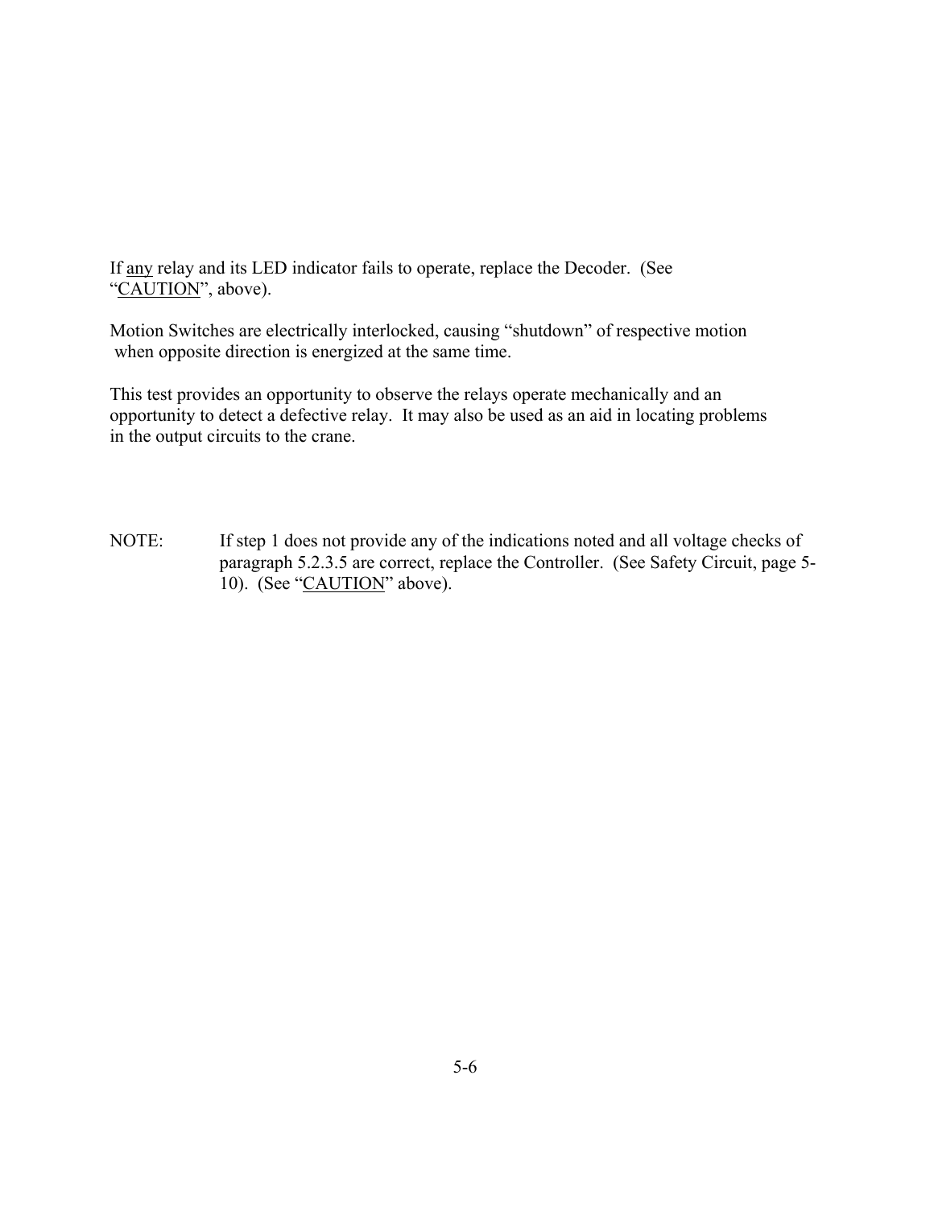If <u>any</u> relay and its LED indicator fails to operate, replace the Decoder. (See "<u>CAUTION</u>", above).

Motion Switches are electrically interlocked, causing "shutdown" of respective motion when opposite direction is energized at the same time.

This test provides an opportunity to observe the relays operate mechanically and an opportunity to detect a defective relay. It may also be used as an aid in locating problems in the output circuits to the crane.

NOTE: If step 1 does not provide any of the indications noted and all voltage checks of paragraph 5.2.3.5 are correct, replace the Controller. (See Safety Circuit, page 5-10). (See "<u>CAUTION</u>" above).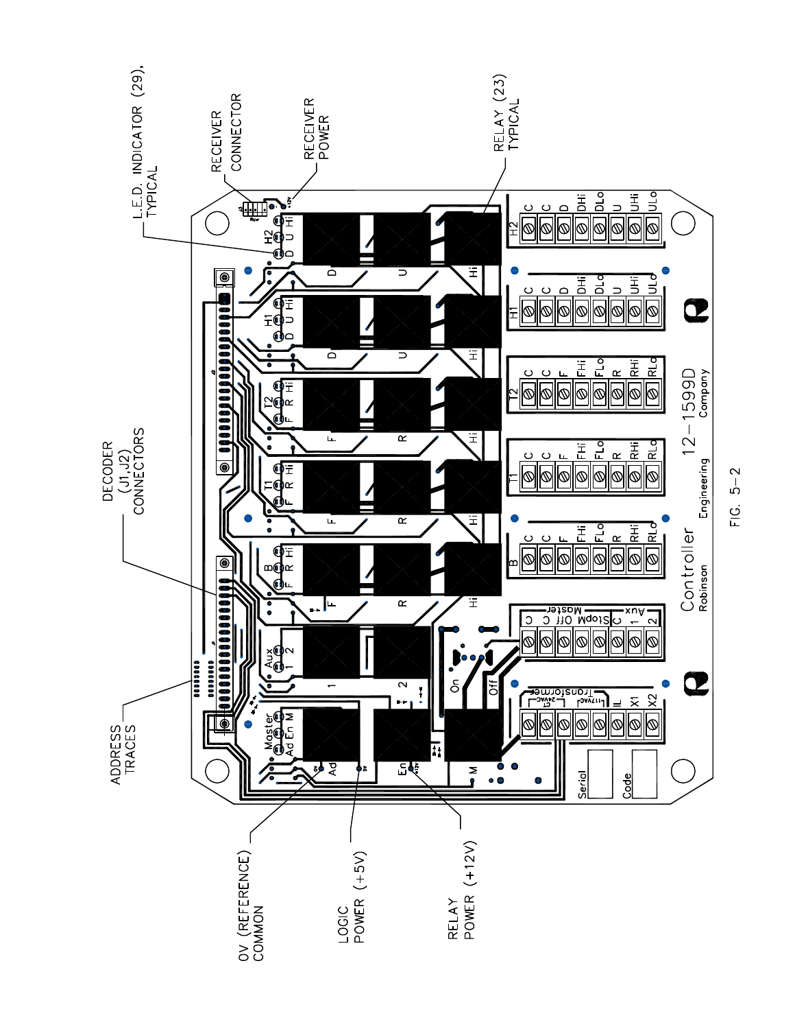ADDRESS TRACES

DECODER (J1,J2) CONNECTORS

L.E.D. INDICATOR (29), TYPICAL

RECEIVER CONNECTOR

RECEIVER POWER

RELAY (23) TYPICAL

0V (REFERENCE) COMMON

LOGIC POWER (+5V)

RELAY POWER (+12V)

Controller 12–1599D

Robinson Engineering Company

FIG. 5–2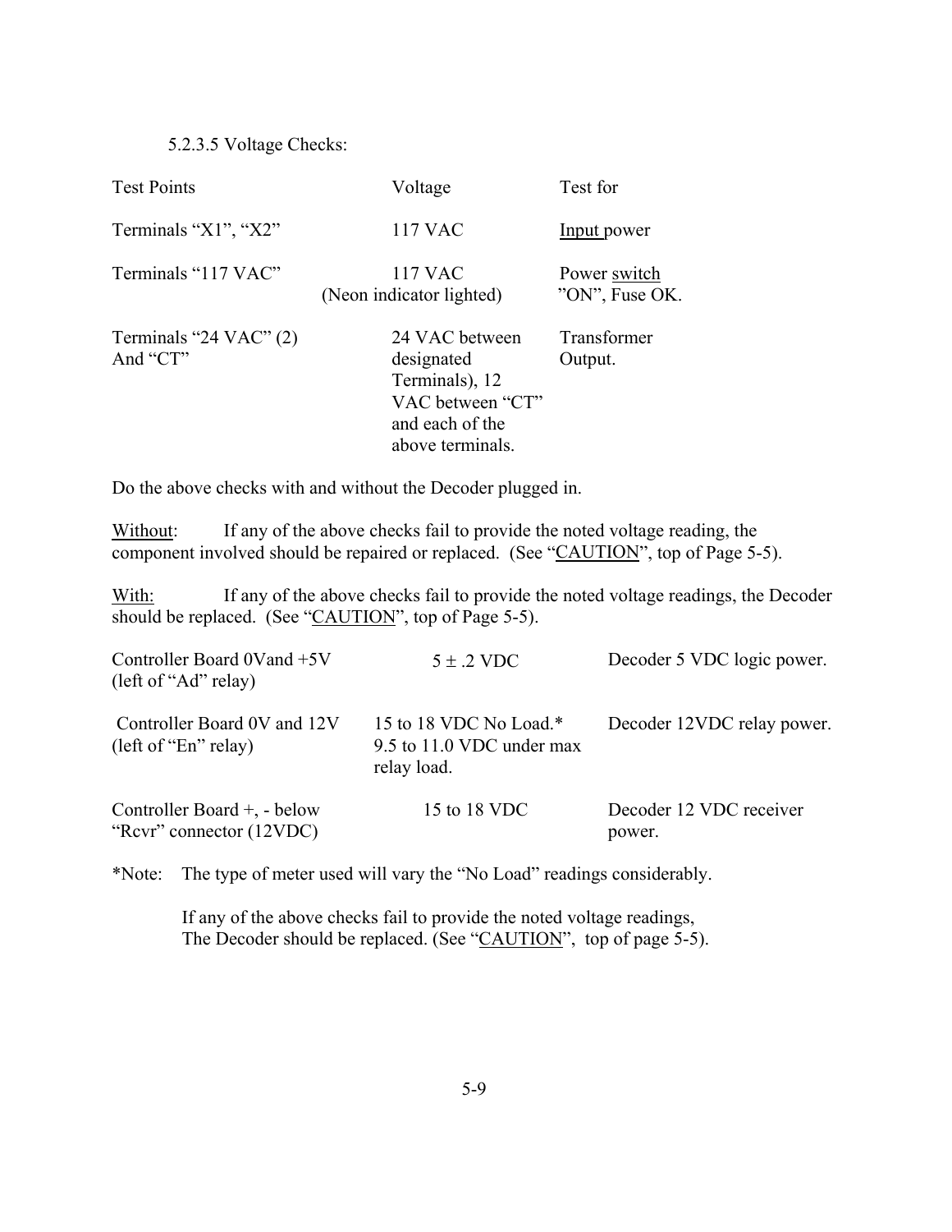5.2.3.5 Voltage Checks:

| Test Points | Voltage | Test for |
|---|---|---|
| Terminals "X1", "X2" | 117 VAC | Input power |
| Terminals "117 VAC" | 117 VAC (Neon indicator lighted) | Power switch "ON", Fuse OK. |
| Terminals "24 VAC" (2) And "CT" | 24 VAC between designated Terminals), 12 VAC between "CT" and each of the above terminals. | Transformer Output. |

Do the above checks with and without the Decoder plugged in.

Without: If any of the above checks fail to provide the noted voltage reading, the component involved should be repaired or replaced. (See "CAUTION", top of Page 5-5).

With: If any of the above checks fail to provide the noted voltage readings, the Decoder should be replaced. (See "CAUTION", top of Page 5-5).

| | | |
|---|---|---|
| Controller Board 0Vand +5V (left of "Ad" relay) | 5 ± .2 VDC | Decoder 5 VDC logic power. |
| Controller Board 0V and 12V (left of "En" relay) | 15 to 18 VDC No Load.* 9.5 to 11.0 VDC under max relay load. | Decoder 12VDC relay power. |
| Controller Board +, - below "Rcvr" connector (12VDC) | 15 to 18 VDC | Decoder 12 VDC receiver power. |

*Note: The type of meter used will vary the "No Load" readings considerably.

If any of the above checks fail to provide the noted voltage readings, The Decoder should be replaced. (See "CAUTION", top of page 5-5).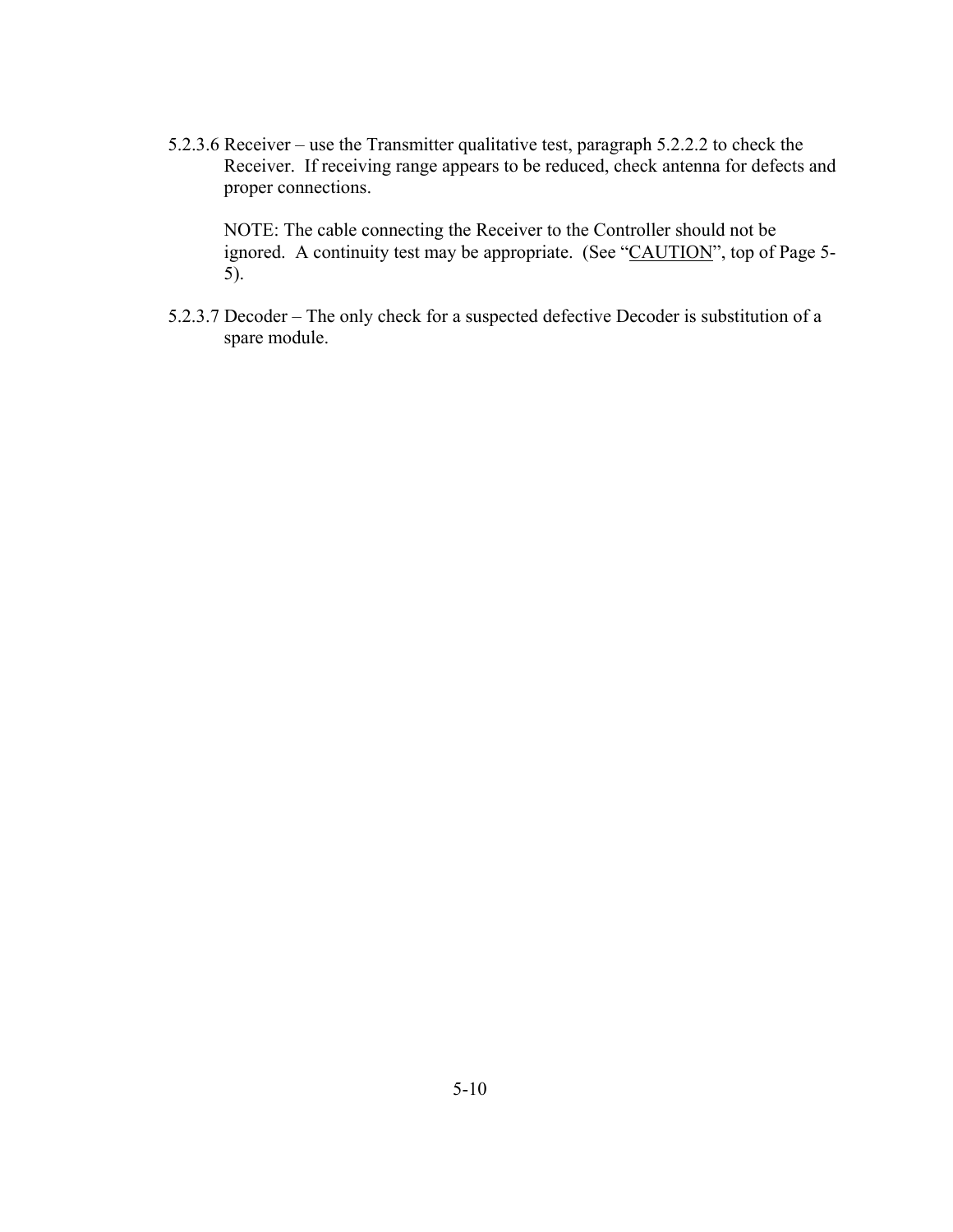5.2.3.6 Receiver – use the Transmitter qualitative test, paragraph 5.2.2.2 to check the Receiver. If receiving range appears to be reduced, check antenna for defects and proper connections.

NOTE: The cable connecting the Receiver to the Controller should not be ignored. A continuity test may be appropriate. (See "CAUTION", top of Page 5-5).

5.2.3.7 Decoder – The only check for a suspected defective Decoder is substitution of a spare module.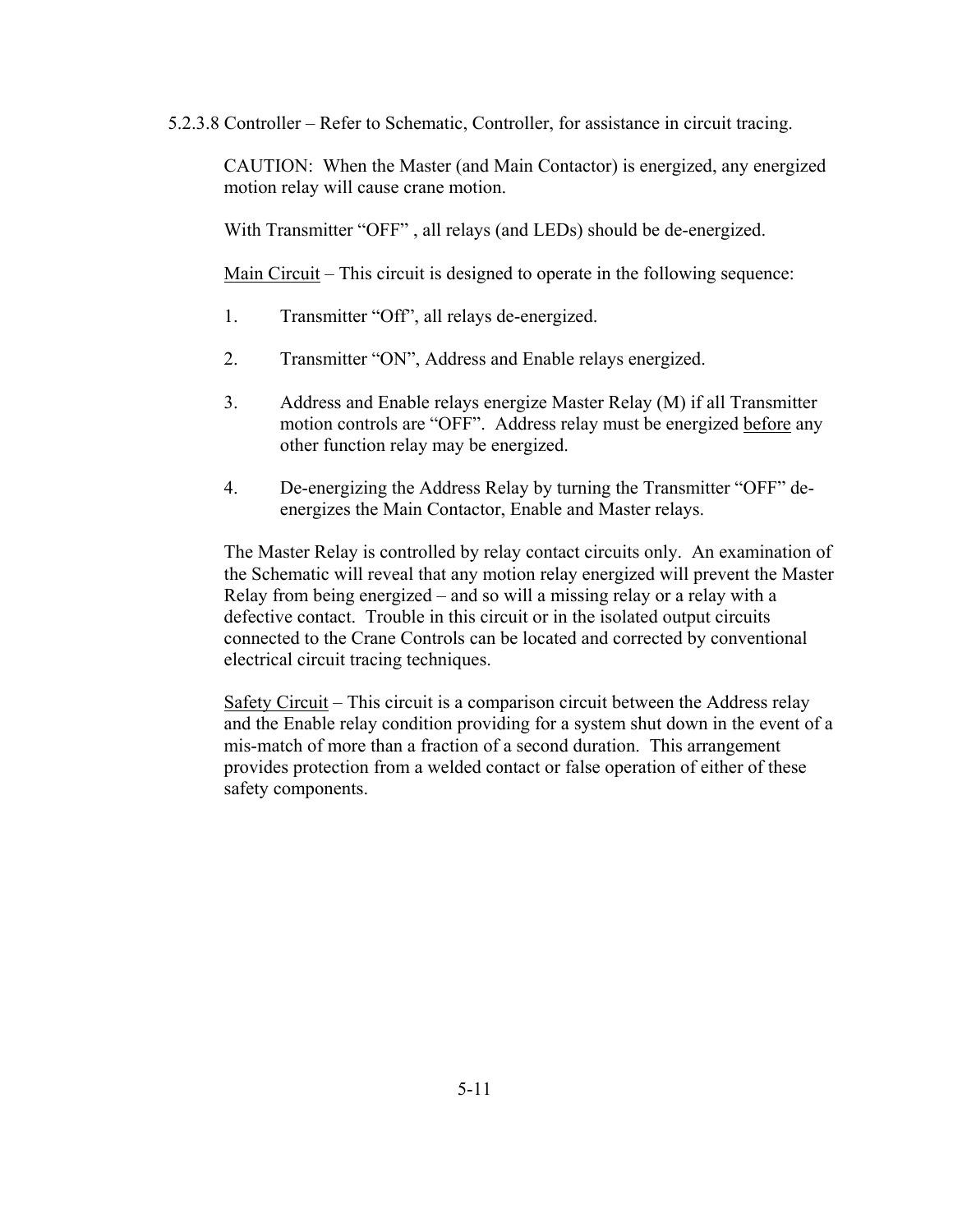5.2.3.8 Controller – Refer to Schematic, Controller, for assistance in circuit tracing.

CAUTION: When the Master (and Main Contactor) is energized, any energized motion relay will cause crane motion.

With Transmitter "OFF" , all relays (and LEDs) should be de-energized.

Main Circuit – This circuit is designed to operate in the following sequence:

1. Transmitter "Off", all relays de-energized.

2. Transmitter "ON", Address and Enable relays energized.

3. Address and Enable relays energize Master Relay (M) if all Transmitter motion controls are "OFF". Address relay must be energized before any other function relay may be energized.

4. De-energizing the Address Relay by turning the Transmitter "OFF" de-energizes the Main Contactor, Enable and Master relays.

The Master Relay is controlled by relay contact circuits only. An examination of the Schematic will reveal that any motion relay energized will prevent the Master Relay from being energized – and so will a missing relay or a relay with a defective contact. Trouble in this circuit or in the isolated output circuits connected to the Crane Controls can be located and corrected by conventional electrical circuit tracing techniques.

Safety Circuit – This circuit is a comparison circuit between the Address relay and the Enable relay condition providing for a system shut down in the event of a mis-match of more than a fraction of a second duration. This arrangement provides protection from a welded contact or false operation of either of these safety components.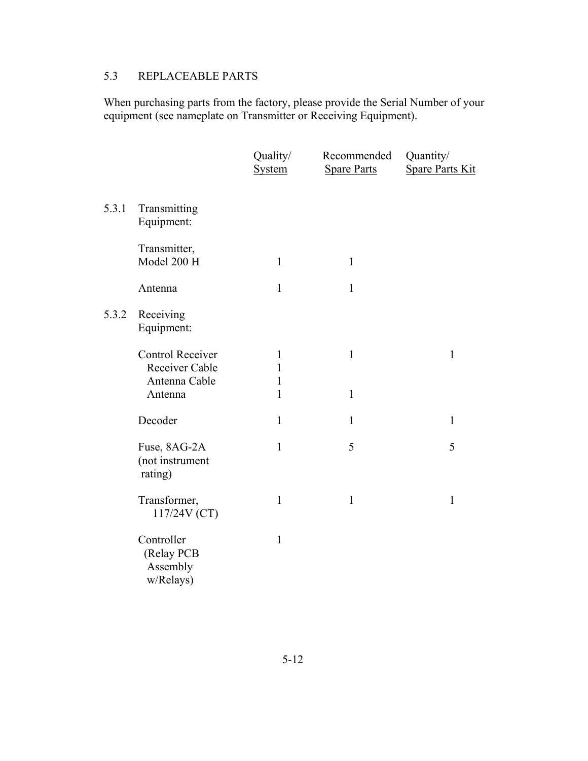## 5.3 REPLACEABLE PARTS

When purchasing parts from the factory, please provide the Serial Number of your equipment (see nameplate on Transmitter or Receiving Equipment).

| | | Quality/ System | Recommended Spare Parts | Quantity/ Spare Parts Kit |
|---|---|---|---|---|
| 5.3.1 | Transmitting Equipment: | | | |
| | Transmitter, Model 200 H | 1 | 1 | |
| | Antenna | 1 | 1 | |
| 5.3.2 | Receiving Equipment: | | | |
| | Control Receiver | 1 | 1 | 1 |
| | Receiver Cable | 1 | | |
| | Antenna Cable | 1 | | |
| | Antenna | 1 | 1 | |
| | Decoder | 1 | 1 | 1 |
| | Fuse, 8AG-2A (not instrument rating) | 1 | 5 | 5 |
| | Transformer, 117/24V (CT) | 1 | 1 | 1 |
| | Controller (Relay PCB Assembly w/Relays) | 1 | | |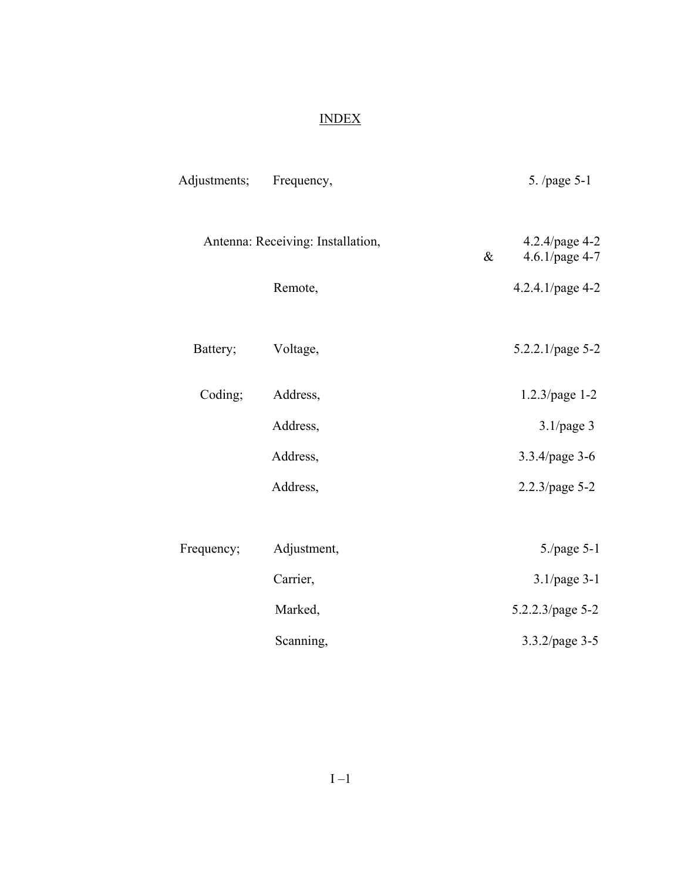# INDEX

| | | |
|---|---|---|
| Adjustments; | Frequency, | 5. /page 5-1 |
| Antenna: Receiving: Installation, | | 4.2.4/page 4-2 & 4.6.1/page 4-7 |
| | Remote, | 4.2.4.1/page 4-2 |
| Battery; | Voltage, | 5.2.2.1/page 5-2 |
| Coding; | Address, | 1.2.3/page 1-2 |
| | Address, | 3.1/page 3 |
| | Address, | 3.3.4/page 3-6 |
| | Address, | 2.2.3/page 5-2 |
| Frequency; | Adjustment, | 5./page 5-1 |
| | Carrier, | 3.1/page 3-1 |
| | Marked, | 5.2.2.3/page 5-2 |
| | Scanning, | 3.3.2/page 3-5 |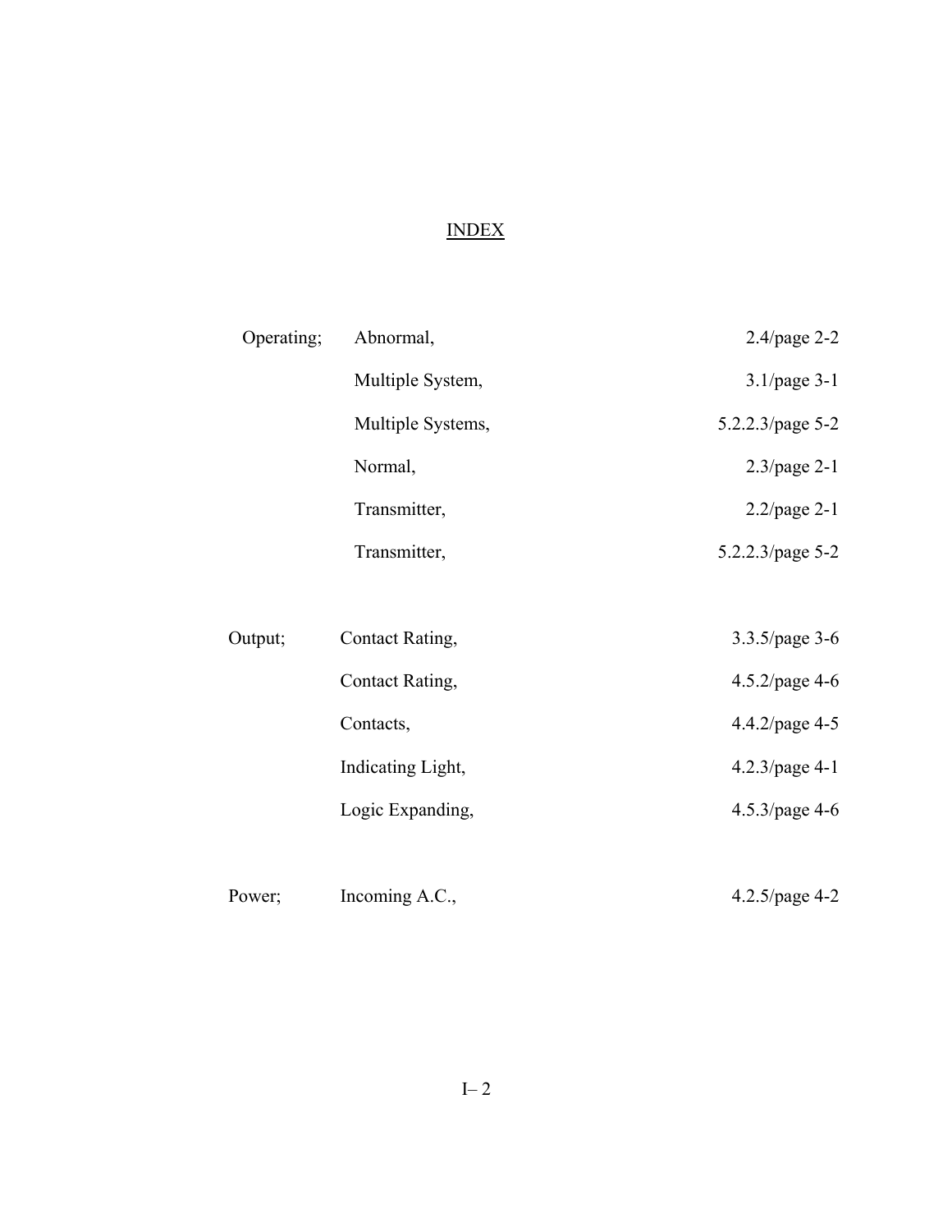# INDEX

| | | |
|---|---|---|
| Operating; | Abnormal, | 2.4/page 2-2 |
| | Multiple System, | 3.1/page 3-1 |
| | Multiple Systems, | 5.2.2.3/page 5-2 |
| | Normal, | 2.3/page 2-1 |
| | Transmitter, | 2.2/page 2-1 |
| | Transmitter, | 5.2.2.3/page 5-2 |
| | | |
| Output; | Contact Rating, | 3.3.5/page 3-6 |
| | Contact Rating, | 4.5.2/page 4-6 |
| | Contacts, | 4.4.2/page 4-5 |
| | Indicating Light, | 4.2.3/page 4-1 |
| | Logic Expanding, | 4.5.3/page 4-6 |
| | | |
| Power; | Incoming A.C., | 4.2.5/page 4-2 |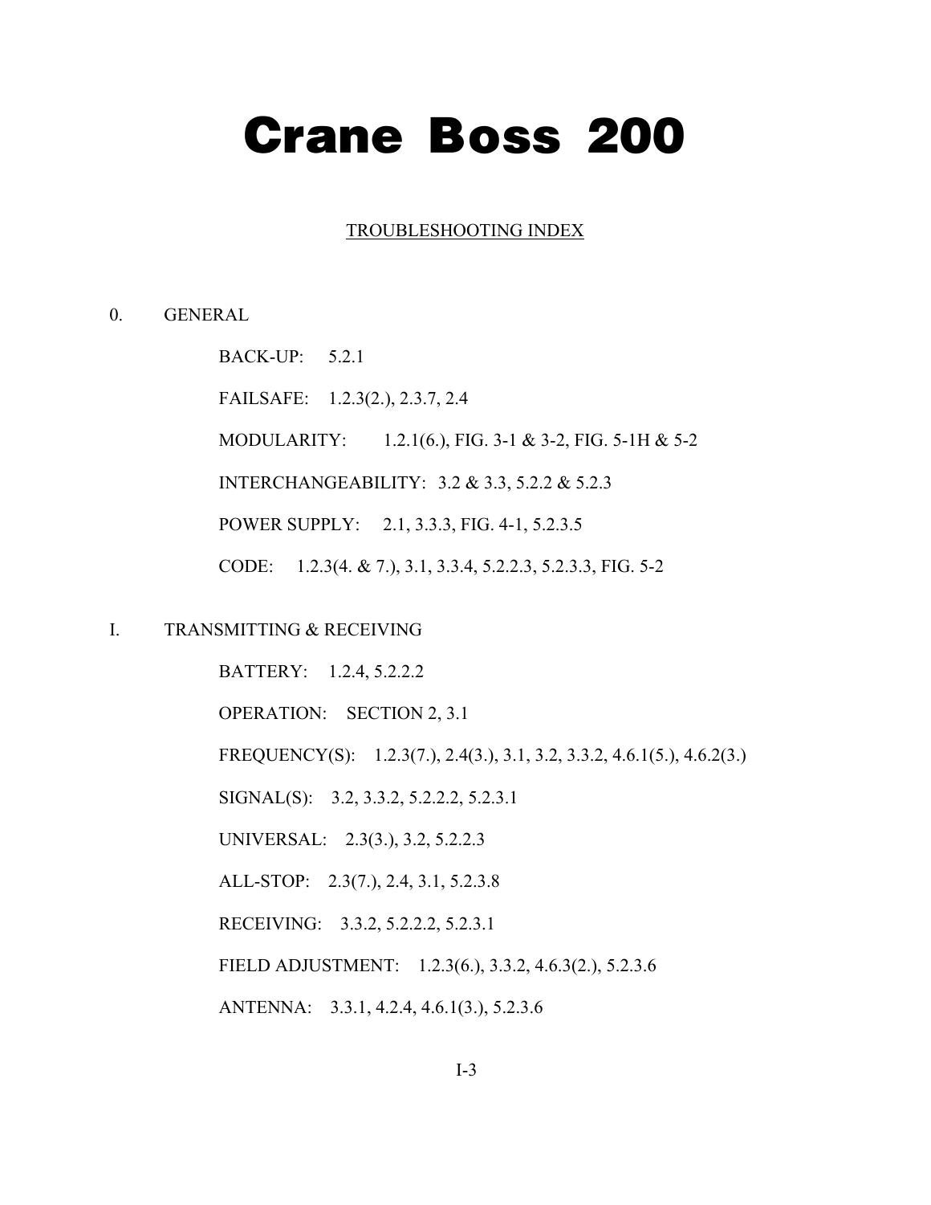# Crane Boss 200

## TROUBLESHOOTING INDEX

0. GENERAL

   BACK-UP: 5.2.1

   FAILSAFE: 1.2.3(2.), 2.3.7, 2.4

   MODULARITY: 1.2.1(6.), FIG. 3-1 & 3-2, FIG. 5-1H & 5-2

   INTERCHANGEABILITY: 3.2 & 3.3, 5.2.2 & 5.2.3

   POWER SUPPLY: 2.1, 3.3.3, FIG. 4-1, 5.2.3.5

   CODE: 1.2.3(4. & 7.), 3.1, 3.3.4, 5.2.2.3, 5.2.3.3, FIG. 5-2

I. TRANSMITTING & RECEIVING

   BATTERY: 1.2.4, 5.2.2.2

   OPERATION: SECTION 2, 3.1

   FREQUENCY(S): 1.2.3(7.), 2.4(3.), 3.1, 3.2, 3.3.2, 4.6.1(5.), 4.6.2(3.)

   SIGNAL(S): 3.2, 3.3.2, 5.2.2.2, 5.2.3.1

   UNIVERSAL: 2.3(3.), 3.2, 5.2.2.3

   ALL-STOP: 2.3(7.), 2.4, 3.1, 5.2.3.8

   RECEIVING: 3.3.2, 5.2.2.2, 5.2.3.1

   FIELD ADJUSTMENT: 1.2.3(6.), 3.3.2, 4.6.3(2.), 5.2.3.6

   ANTENNA: 3.3.1, 4.2.4, 4.6.1(3.), 5.2.3.6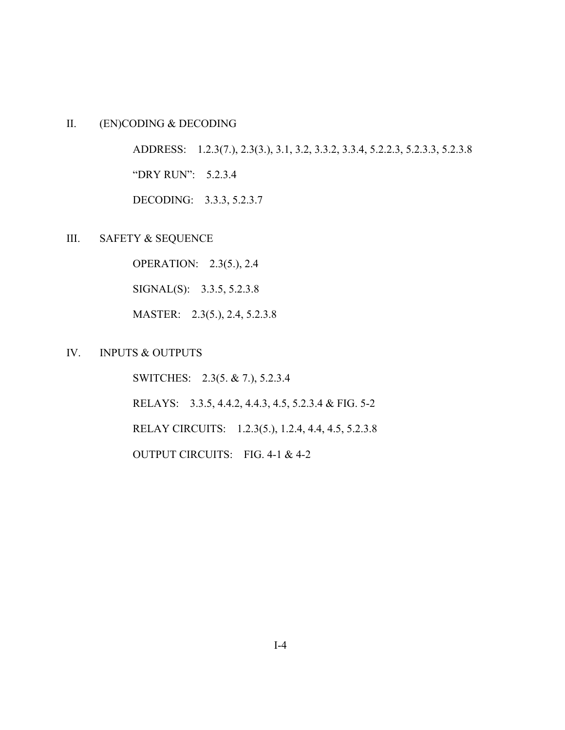## II. (EN)CODING & DECODING

ADDRESS: 1.2.3(7.), 2.3(3.), 3.1, 3.2, 3.3.2, 3.3.4, 5.2.2.3, 5.2.3.3, 5.2.3.8

“DRY RUN”: 5.2.3.4

DECODING: 3.3.3, 5.2.3.7

## III. SAFETY & SEQUENCE

OPERATION: 2.3(5.), 2.4

SIGNAL(S): 3.3.5, 5.2.3.8

MASTER: 2.3(5.), 2.4, 5.2.3.8

## IV. INPUTS & OUTPUTS

SWITCHES: 2.3(5. & 7.), 5.2.3.4

RELAYS: 3.3.5, 4.4.2, 4.4.3, 4.5, 5.2.3.4 & FIG. 5-2

RELAY CIRCUITS: 1.2.3(5.), 1.2.4, 4.4, 4.5, 5.2.3.8

OUTPUT CIRCUITS: FIG. 4-1 & 4-2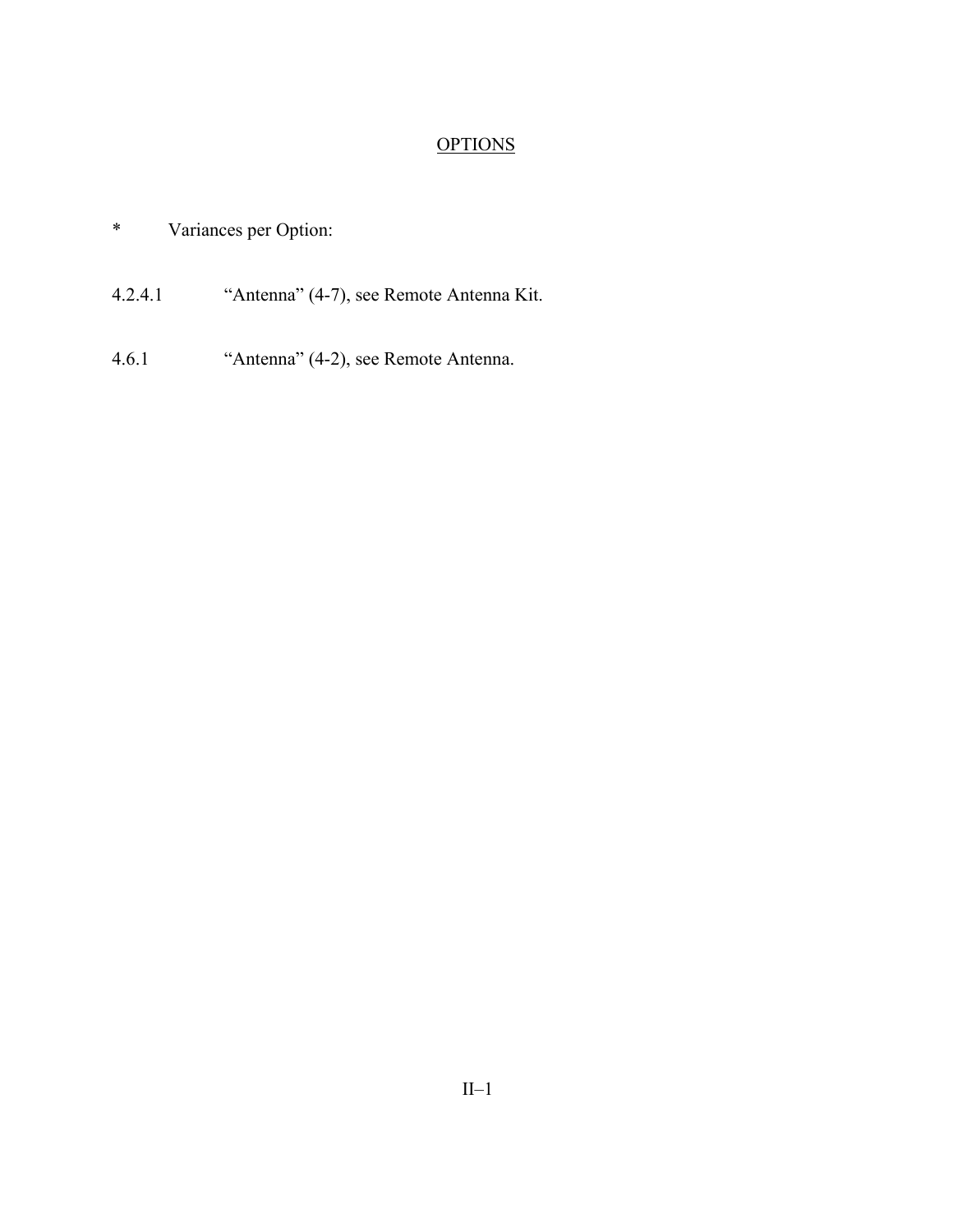## OPTIONS

* Variances per Option:

4.2.4.1 "Antenna" (4-7), see Remote Antenna Kit.

4.6.1 "Antenna" (4-2), see Remote Antenna.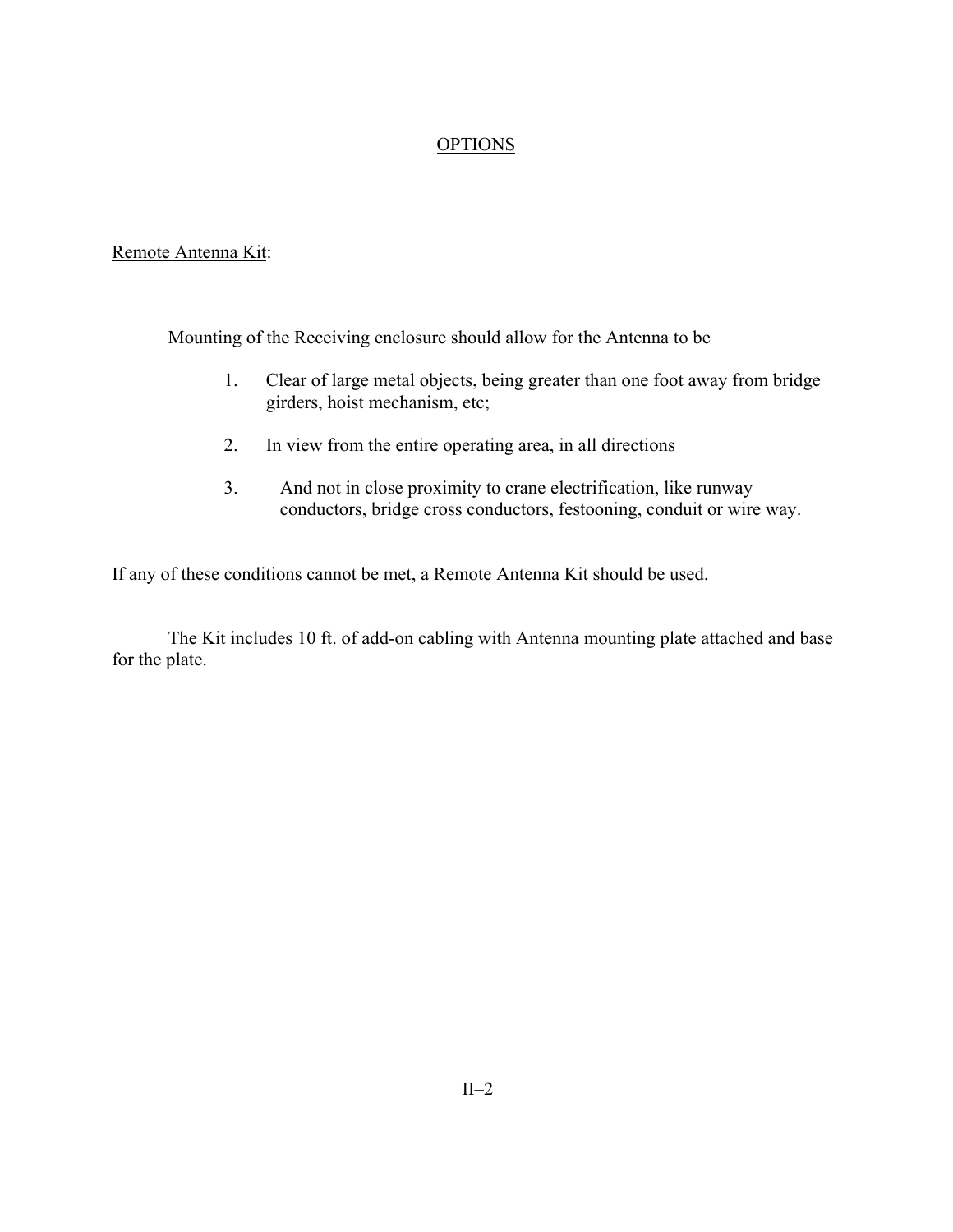# OPTIONS

Remote Antenna Kit:

Mounting of the Receiving enclosure should allow for the Antenna to be

1. Clear of large metal objects, being greater than one foot away from bridge girders, hoist mechanism, etc;
2. In view from the entire operating area, in all directions
3. And not in close proximity to crane electrification, like runway conductors, bridge cross conductors, festooning, conduit or wire way.

If any of these conditions cannot be met, a Remote Antenna Kit should be used.

The Kit includes 10 ft. of add-on cabling with Antenna mounting plate attached and base for the plate.